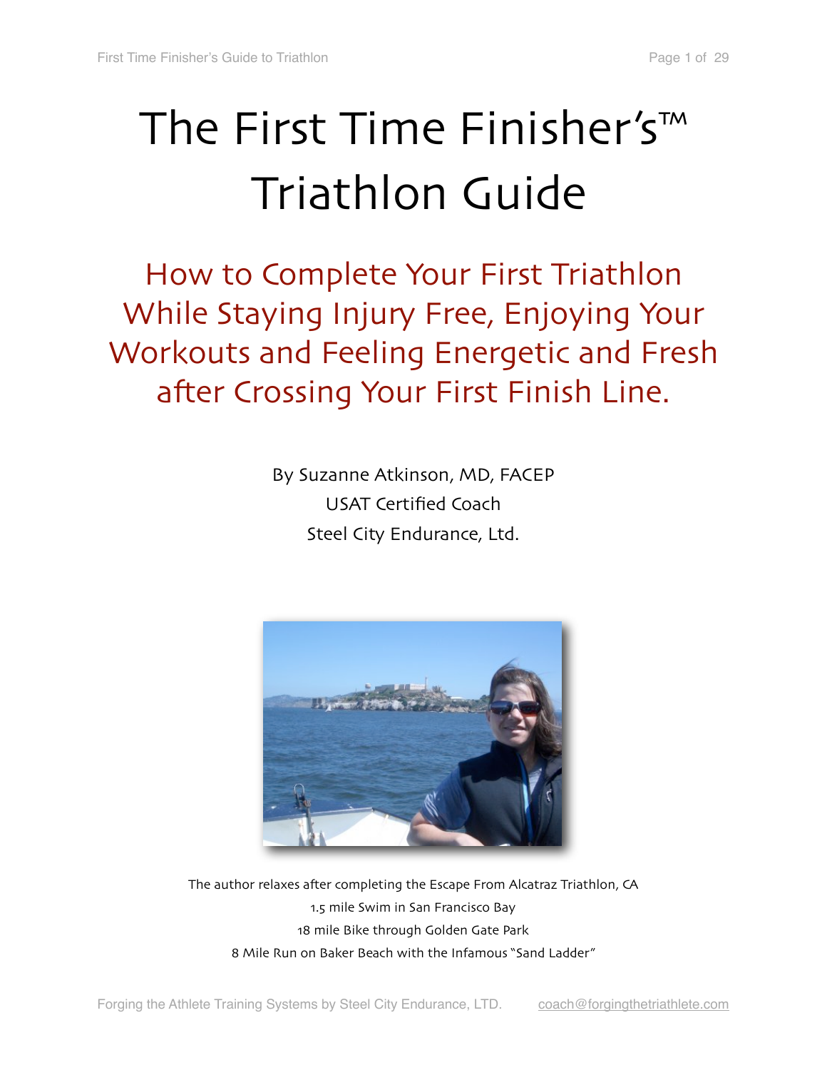# The First Time Finisher's™ Triathlon Guide

## How to Complete Your First Triathlon While Staying Injury Free, Enjoying Your Workouts and Feeling Energetic and Fresh after Crossing Your First Finish Line.

By Suzanne Atkinson, MD, FACEP

USAT Certified Coach

Steel City Endurance, Ltd.

The author relaxes after completing the Escape From Alcatraz Triathlon, CA

1.5 mile Swim in San Francisco Bay

18 mile Bike through Golden Gate Park

8 Mile Run on Baker Beach with the Infamous "Sand Ladder"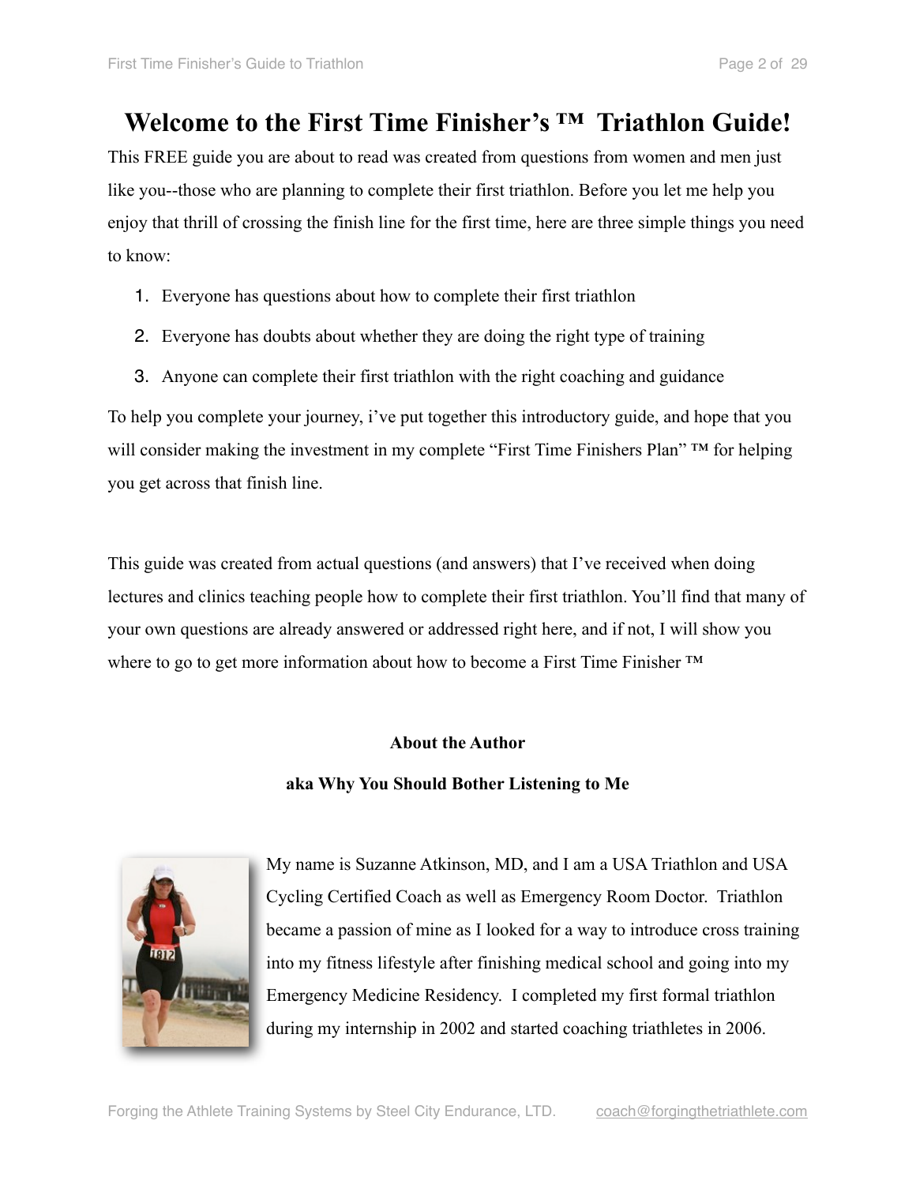# Welcome to the First Time Finisher's ™ Triathlon Guide!

This FREE guide you are about to read was created from questions from women and men just like you--those who are planning to complete their first triathlon. Before you let me help you enjoy that thrill of crossing the finish line for the first time, here are three simple things you need to know:

1. Everyone has questions about how to complete their first triathlon
2. Everyone has doubts about whether they are doing the right type of training
3. Anyone can complete their first triathlon with the right coaching and guidance

To help you complete your journey, i've put together this introductory guide, and hope that you will consider making the investment in my complete "First Time Finishers Plan" ™ for helping you get across that finish line.

This guide was created from actual questions (and answers) that I've received when doing lectures and clinics teaching people how to complete their first triathlon. You'll find that many of your own questions are already answered or addressed right here, and if not, I will show you where to go to get more information about how to become a First Time Finisher ™

**About the Author**

**aka Why You Should Bother Listening to Me**

My name is Suzanne Atkinson, MD, and I am a USA Triathlon and USA Cycling Certified Coach as well as Emergency Room Doctor. Triathlon became a passion of mine as I looked for a way to introduce cross training into my fitness lifestyle after finishing medical school and going into my Emergency Medicine Residency. I completed my first formal triathlon during my internship in 2002 and started coaching triathletes in 2006.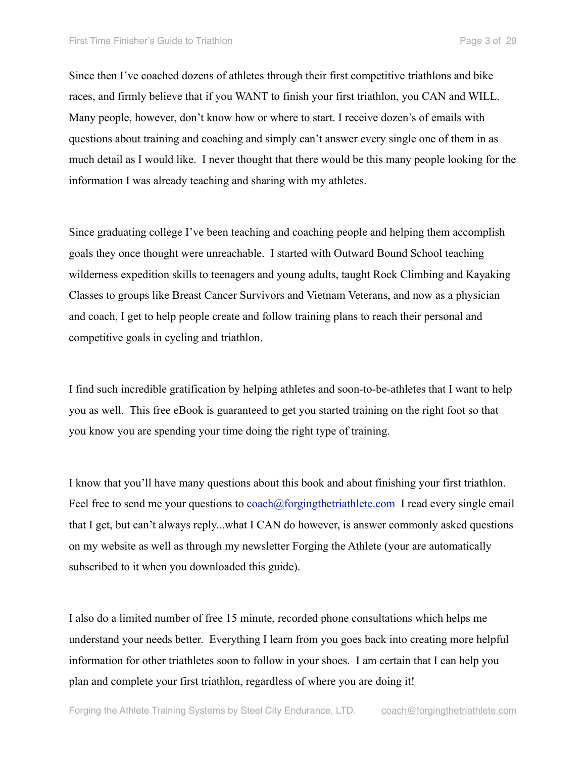Since then I've coached dozens of athletes through their first competitive triathlons and bike races, and firmly believe that if you WANT to finish your first triathlon, you CAN and WILL. Many people, however, don't know how or where to start. I receive dozen's of emails with questions about training and coaching and simply can't answer every single one of them in as much detail as I would like. I never thought that there would be this many people looking for the information I was already teaching and sharing with my athletes.

Since graduating college I've been teaching and coaching people and helping them accomplish goals they once thought were unreachable. I started with Outward Bound School teaching wilderness expedition skills to teenagers and young adults, taught Rock Climbing and Kayaking Classes to groups like Breast Cancer Survivors and Vietnam Veterans, and now as a physician and coach, I get to help people create and follow training plans to reach their personal and competitive goals in cycling and triathlon.

I find such incredible gratification by helping athletes and soon-to-be-athletes that I want to help you as well. This free eBook is guaranteed to get you started training on the right foot so that you know you are spending your time doing the right type of training.

I know that you'll have many questions about this book and about finishing your first triathlon. Feel free to send me your questions to coach@forgingthetriathlete.com I read every single email that I get, but can't always reply...what I CAN do however, is answer commonly asked questions on my website as well as through my newsletter Forging the Athlete (your are automatically subscribed to it when you downloaded this guide).

I also do a limited number of free 15 minute, recorded phone consultations which helps me understand your needs better. Everything I learn from you goes back into creating more helpful information for other triathletes soon to follow in your shoes. I am certain that I can help you plan and complete your first triathlon, regardless of where you are doing it!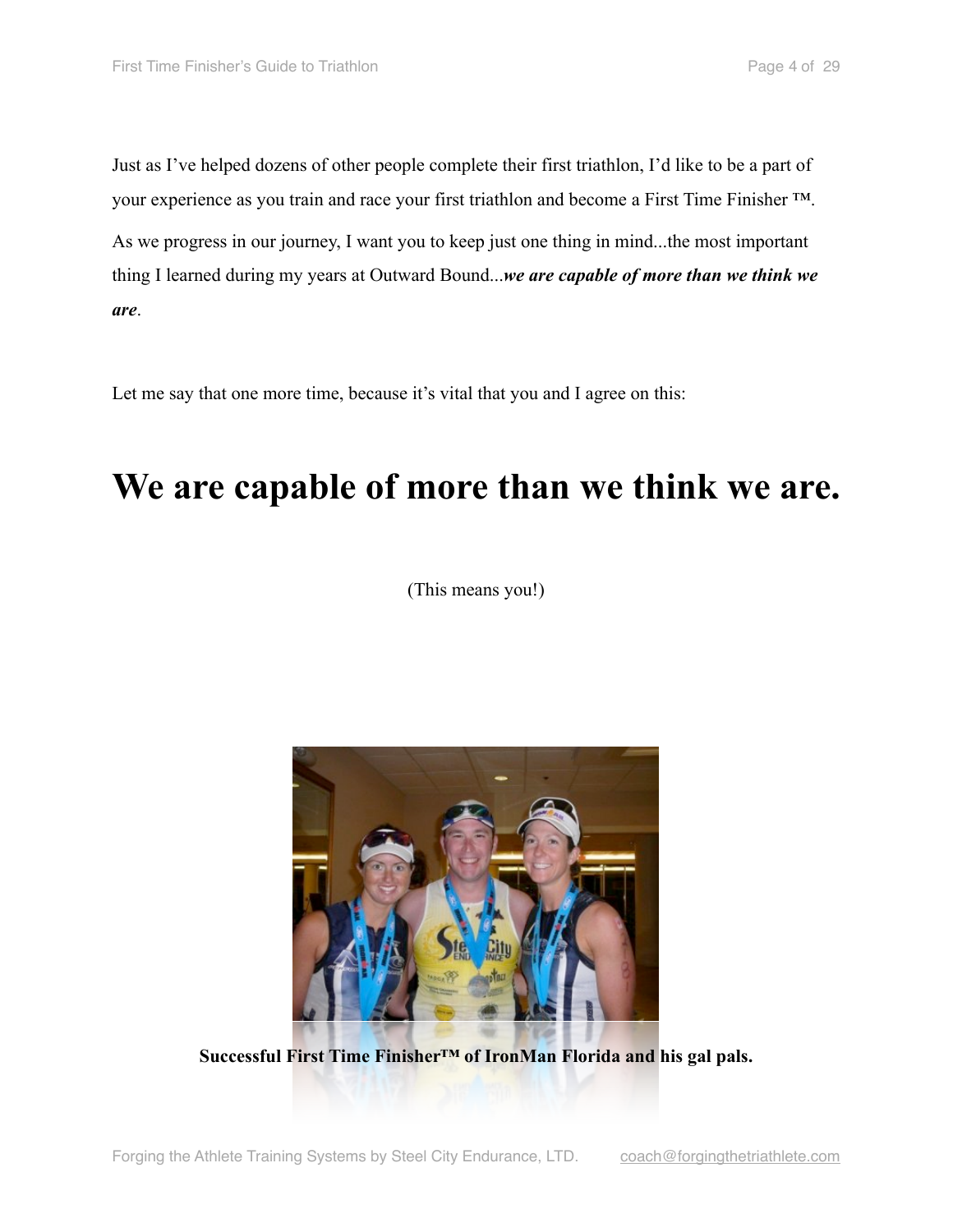Just as I've helped dozens of other people complete their first triathlon, I'd like to be a part of your experience as you train and race your first triathlon and become a First Time Finisher ™.

As we progress in our journey, I want you to keep just one thing in mind...the most important thing I learned during my years at Outward Bound...***we are capable of more than we think we are***.

Let me say that one more time, because it's vital that you and I agree on this:

# We are capable of more than we think we are.

(This means you!)

**Successful First Time Finisher™ of IronMan Florida and his gal pals.**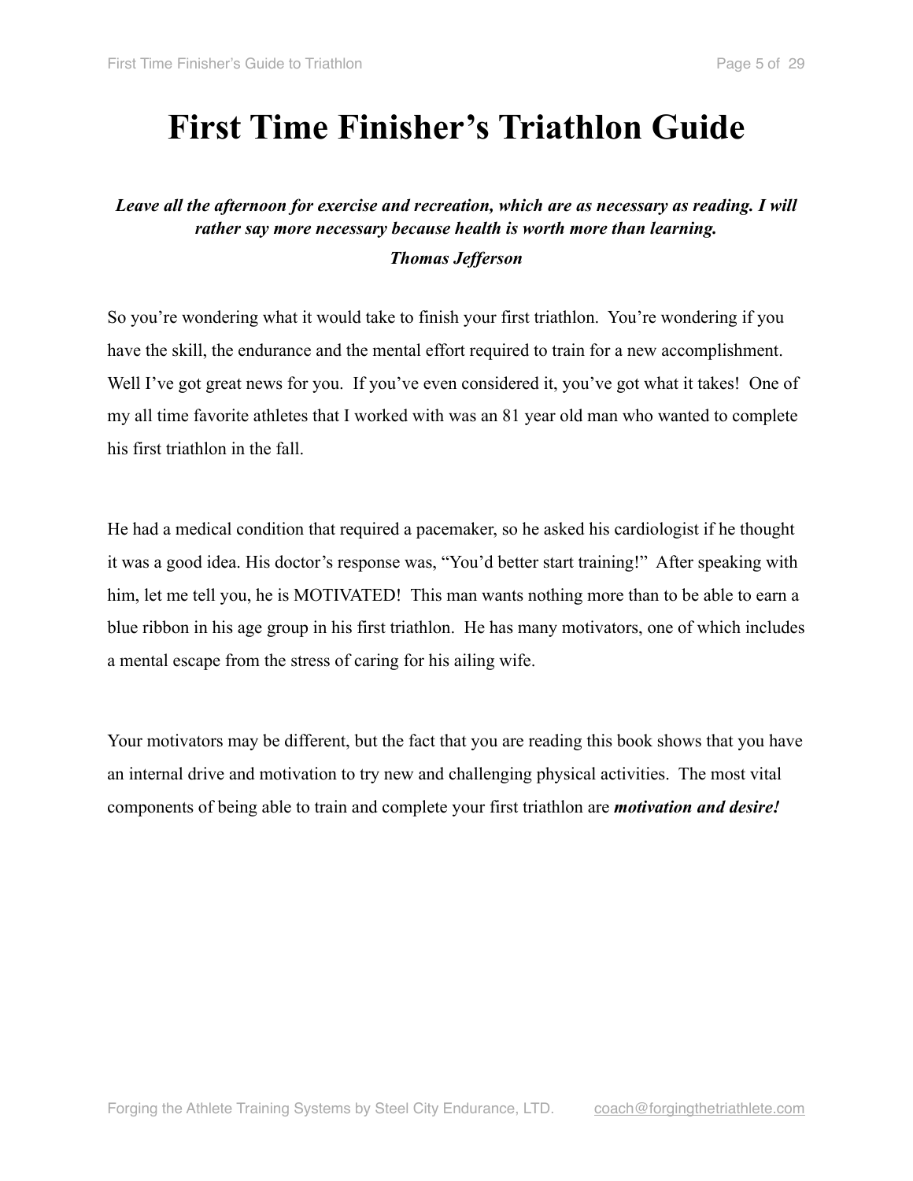# First Time Finisher's Triathlon Guide

***Leave all the afternoon for exercise and recreation, which are as necessary as reading. I will rather say more necessary because health is worth more than learning.***

***Thomas Jefferson***

So you're wondering what it would take to finish your first triathlon. You're wondering if you have the skill, the endurance and the mental effort required to train for a new accomplishment. Well I've got great news for you. If you've even considered it, you've got what it takes! One of my all time favorite athletes that I worked with was an 81 year old man who wanted to complete his first triathlon in the fall.

He had a medical condition that required a pacemaker, so he asked his cardiologist if he thought it was a good idea. His doctor's response was, "You'd better start training!" After speaking with him, let me tell you, he is MOTIVATED! This man wants nothing more than to be able to earn a blue ribbon in his age group in his first triathlon. He has many motivators, one of which includes a mental escape from the stress of caring for his ailing wife.

Your motivators may be different, but the fact that you are reading this book shows that you have an internal drive and motivation to try new and challenging physical activities. The most vital components of being able to train and complete your first triathlon are ***motivation and desire!***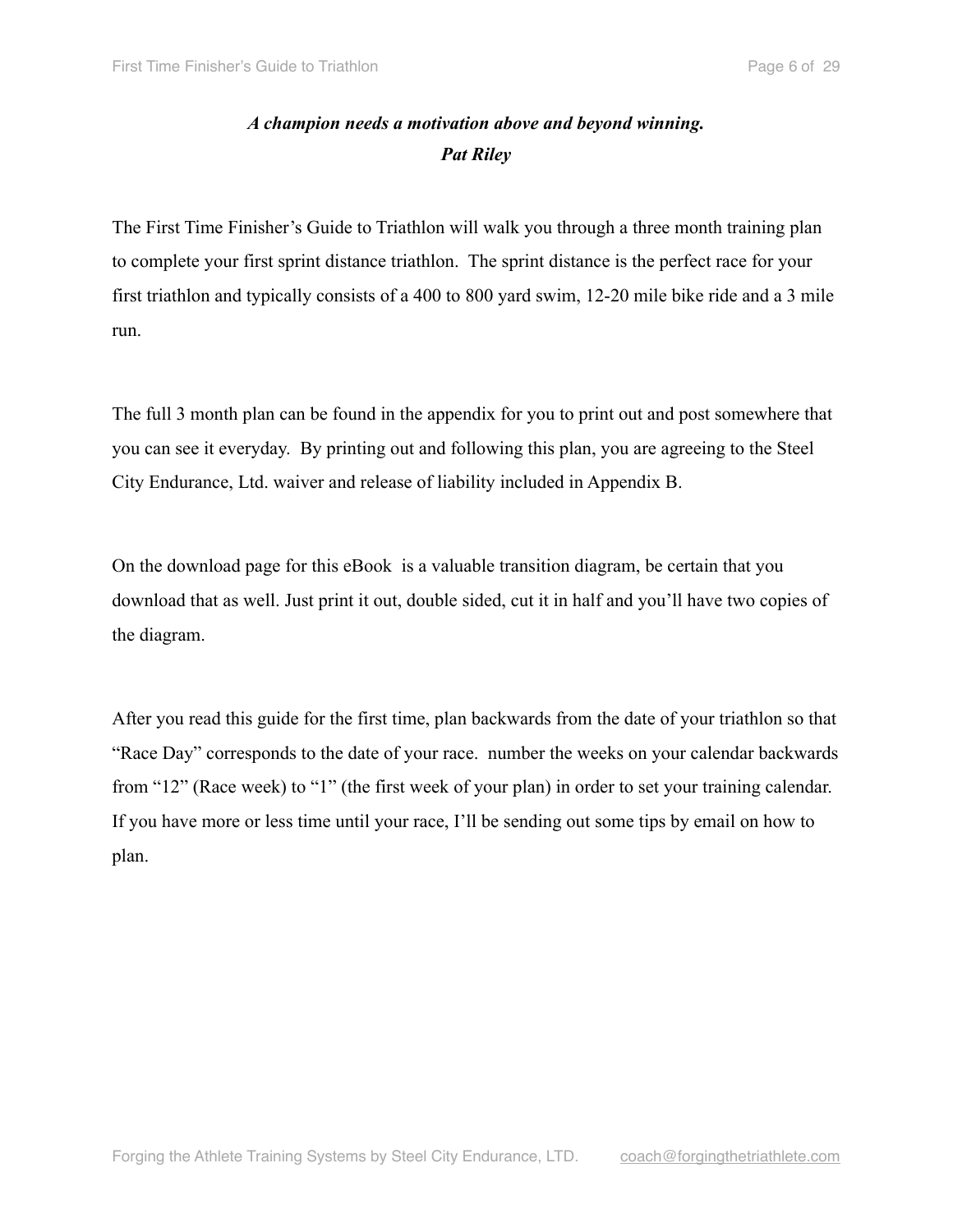***A champion needs a motivation above and beyond winning.***
***Pat Riley***

The First Time Finisher's Guide to Triathlon will walk you through a three month training plan to complete your first sprint distance triathlon. The sprint distance is the perfect race for your first triathlon and typically consists of a 400 to 800 yard swim, 12-20 mile bike ride and a 3 mile run.

The full 3 month plan can be found in the appendix for you to print out and post somewhere that you can see it everyday. By printing out and following this plan, you are agreeing to the Steel City Endurance, Ltd. waiver and release of liability included in Appendix B.

On the download page for this eBook is a valuable transition diagram, be certain that you download that as well. Just print it out, double sided, cut it in half and you'll have two copies of the diagram.

After you read this guide for the first time, plan backwards from the date of your triathlon so that "Race Day" corresponds to the date of your race. number the weeks on your calendar backwards from "12" (Race week) to "1" (the first week of your plan) in order to set your training calendar. If you have more or less time until your race, I'll be sending out some tips by email on how to plan.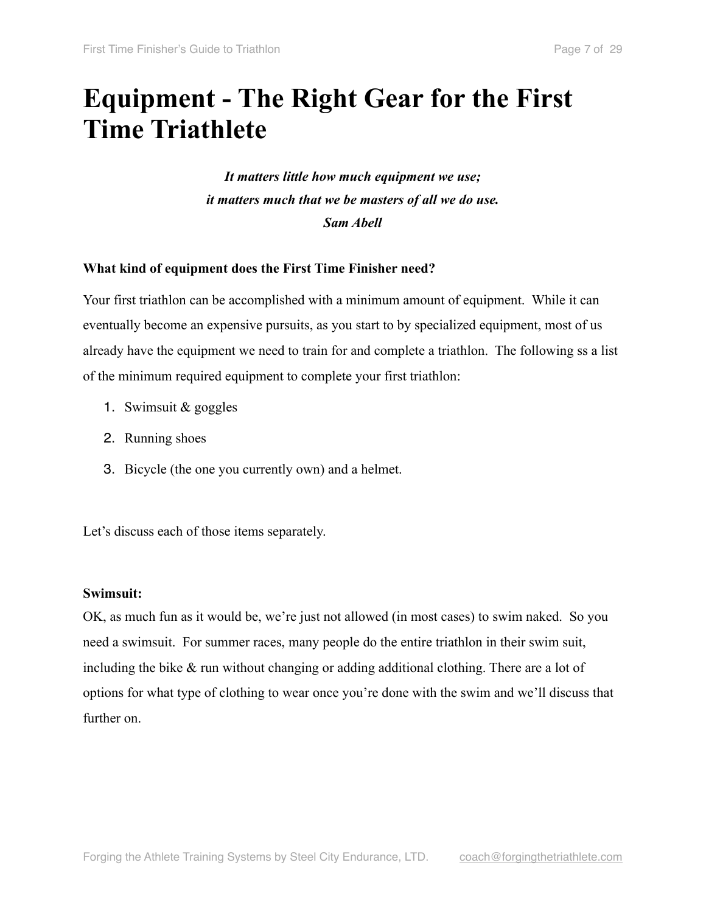# Equipment - The Right Gear for the First Time Triathlete

***It matters little how much equipment we use;***
***it matters much that we be masters of all we do use.***
***Sam Abell***

**What kind of equipment does the First Time Finisher need?**

Your first triathlon can be accomplished with a minimum amount of equipment. While it can eventually become an expensive pursuits, as you start to by specialized equipment, most of us already have the equipment we need to train for and complete a triathlon. The following ss a list of the minimum required equipment to complete your first triathlon:

1. Swimsuit & goggles
2. Running shoes
3. Bicycle (the one you currently own) and a helmet.

Let's discuss each of those items separately.

**Swimsuit:**
OK, as much fun as it would be, we're just not allowed (in most cases) to swim naked. So you need a swimsuit. For summer races, many people do the entire triathlon in their swim suit, including the bike & run without changing or adding additional clothing. There are a lot of options for what type of clothing to wear once you're done with the swim and we'll discuss that further on.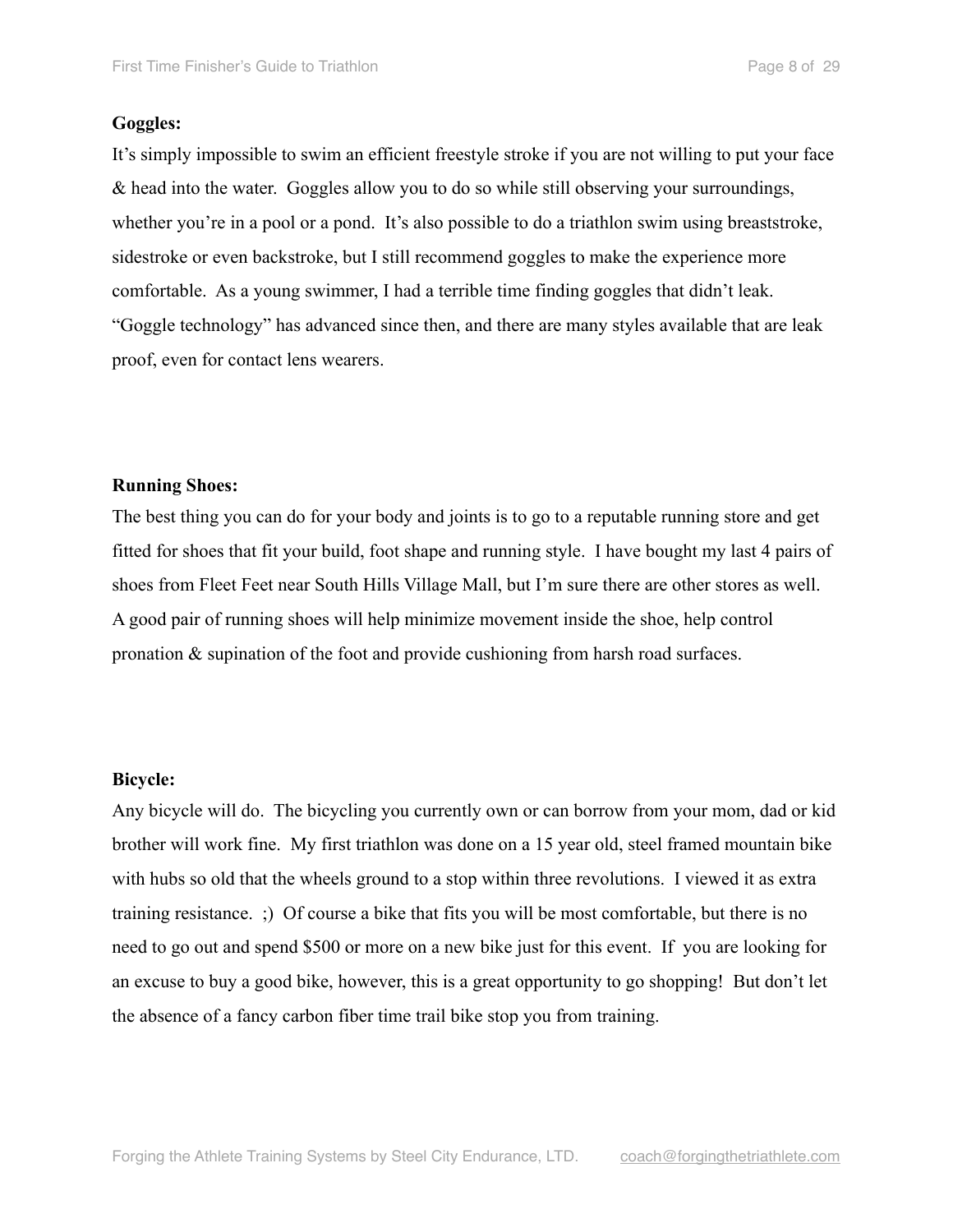**Goggles:**

It's simply impossible to swim an efficient freestyle stroke if you are not willing to put your face & head into the water. Goggles allow you to do so while still observing your surroundings, whether you're in a pool or a pond. It's also possible to do a triathlon swim using breaststroke, sidestroke or even backstroke, but I still recommend goggles to make the experience more comfortable. As a young swimmer, I had a terrible time finding goggles that didn't leak. "Goggle technology" has advanced since then, and there are many styles available that are leak proof, even for contact lens wearers.

**Running Shoes:**

The best thing you can do for your body and joints is to go to a reputable running store and get fitted for shoes that fit your build, foot shape and running style. I have bought my last 4 pairs of shoes from Fleet Feet near South Hills Village Mall, but I'm sure there are other stores as well. A good pair of running shoes will help minimize movement inside the shoe, help control pronation & supination of the foot and provide cushioning from harsh road surfaces.

**Bicycle:**

Any bicycle will do. The bicycling you currently own or can borrow from your mom, dad or kid brother will work fine. My first triathlon was done on a 15 year old, steel framed mountain bike with hubs so old that the wheels ground to a stop within three revolutions. I viewed it as extra training resistance. ;) Of course a bike that fits you will be most comfortable, but there is no need to go out and spend $500 or more on a new bike just for this event. If you are looking for an excuse to buy a good bike, however, this is a great opportunity to go shopping! But don't let the absence of a fancy carbon fiber time trail bike stop you from training.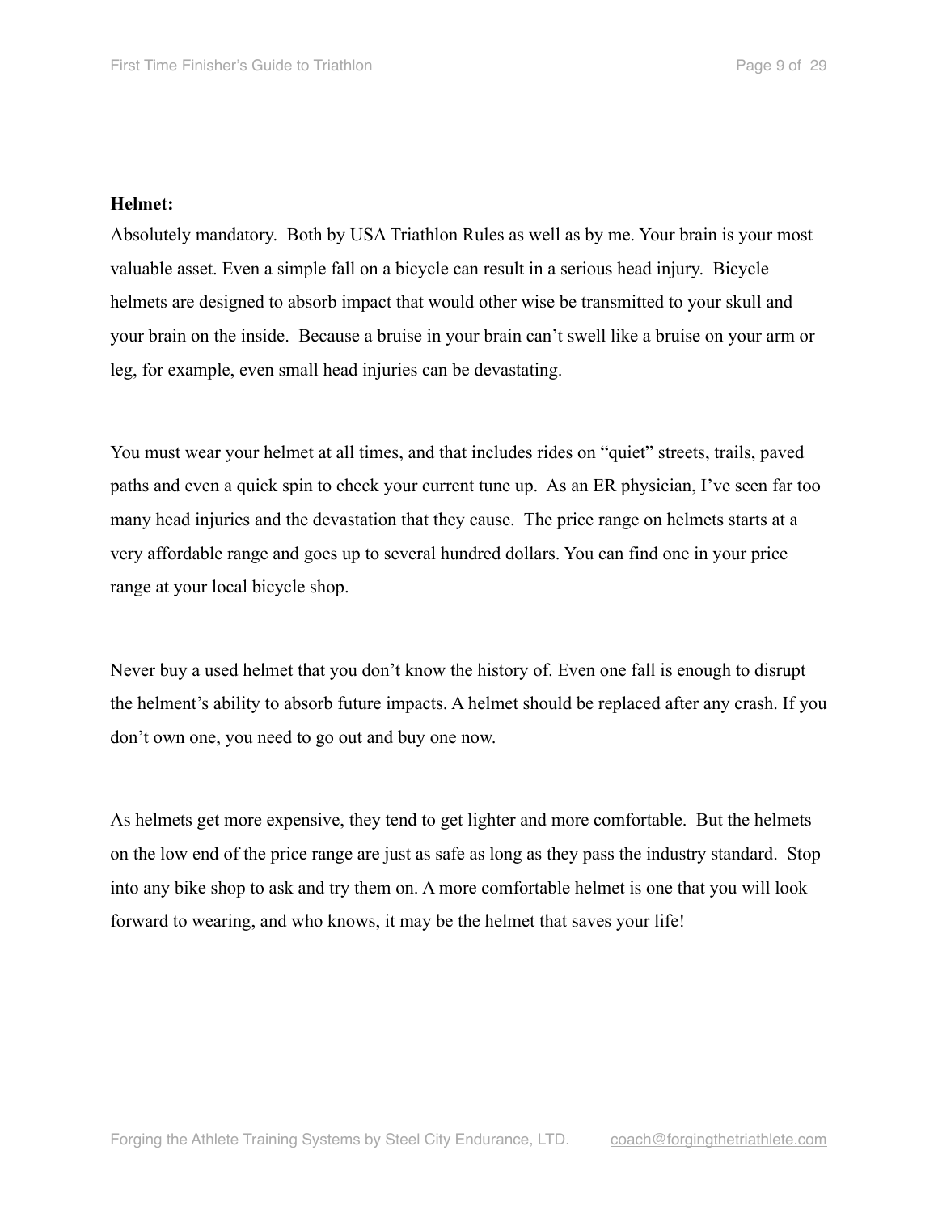**Helmet:**

Absolutely mandatory. Both by USA Triathlon Rules as well as by me. Your brain is your most valuable asset. Even a simple fall on a bicycle can result in a serious head injury. Bicycle helmets are designed to absorb impact that would other wise be transmitted to your skull and your brain on the inside. Because a bruise in your brain can't swell like a bruise on your arm or leg, for example, even small head injuries can be devastating.

You must wear your helmet at all times, and that includes rides on "quiet" streets, trails, paved paths and even a quick spin to check your current tune up. As an ER physician, I've seen far too many head injuries and the devastation that they cause. The price range on helmets starts at a very affordable range and goes up to several hundred dollars. You can find one in your price range at your local bicycle shop.

Never buy a used helmet that you don't know the history of. Even one fall is enough to disrupt the helment's ability to absorb future impacts. A helmet should be replaced after any crash. If you don't own one, you need to go out and buy one now.

As helmets get more expensive, they tend to get lighter and more comfortable. But the helmets on the low end of the price range are just as safe as long as they pass the industry standard. Stop into any bike shop to ask and try them on. A more comfortable helmet is one that you will look forward to wearing, and who knows, it may be the helmet that saves your life!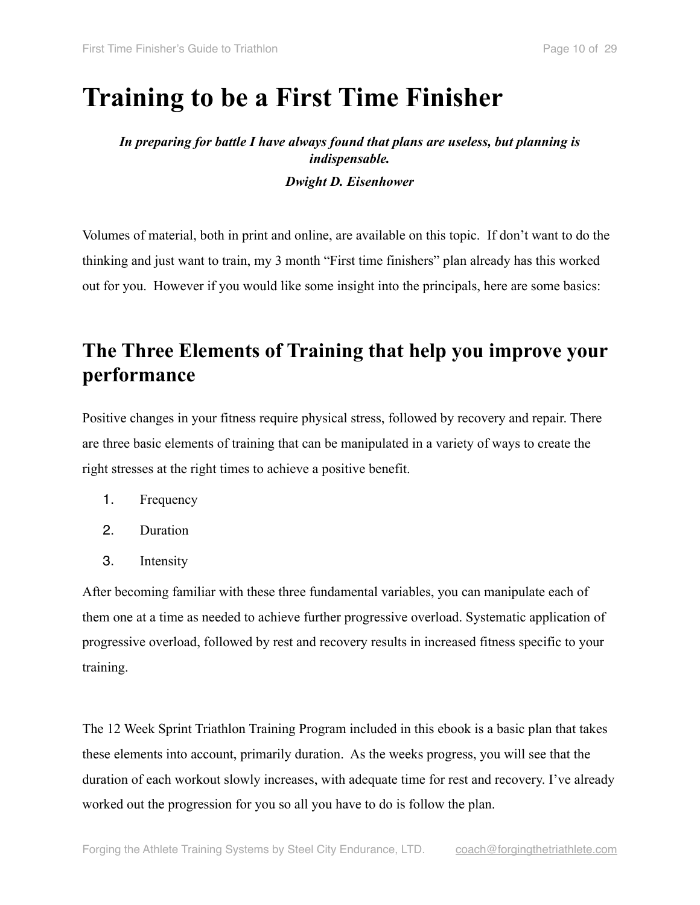# Training to be a First Time Finisher

***In preparing for battle I have always found that plans are useless, but planning is indispensable.***

***Dwight D. Eisenhower***

Volumes of material, both in print and online, are available on this topic. If don't want to do the thinking and just want to train, my 3 month "First time finishers" plan already has this worked out for you. However if you would like some insight into the principals, here are some basics:

## The Three Elements of Training that help you improve your performance

Positive changes in your fitness require physical stress, followed by recovery and repair. There are three basic elements of training that can be manipulated in a variety of ways to create the right stresses at the right times to achieve a positive benefit.

1. Frequency
2. Duration
3. Intensity

After becoming familiar with these three fundamental variables, you can manipulate each of them one at a time as needed to achieve further progressive overload. Systematic application of progressive overload, followed by rest and recovery results in increased fitness specific to your training.

The 12 Week Sprint Triathlon Training Program included in this ebook is a basic plan that takes these elements into account, primarily duration. As the weeks progress, you will see that the duration of each workout slowly increases, with adequate time for rest and recovery. I've already worked out the progression for you so all you have to do is follow the plan.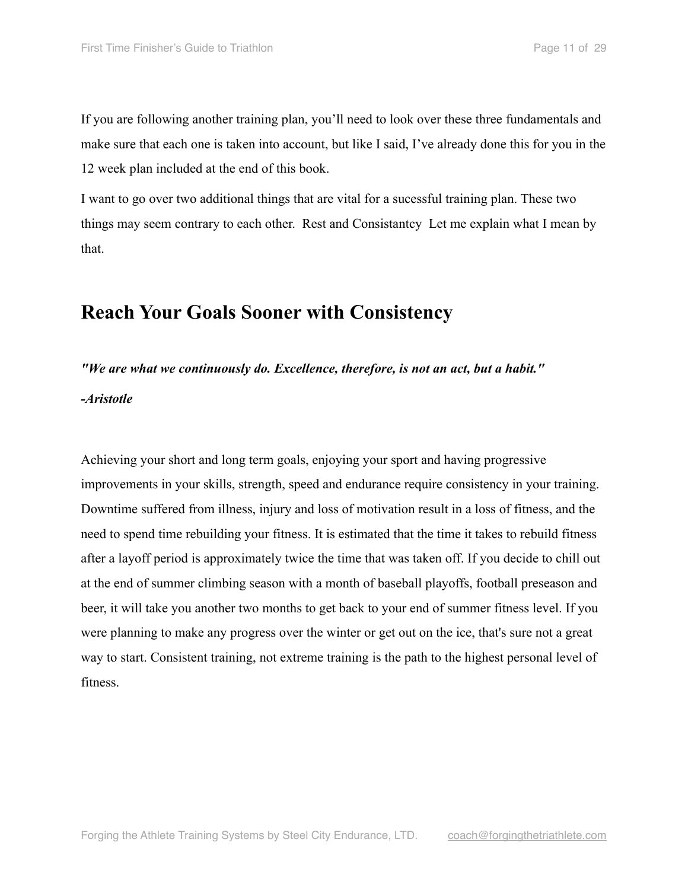If you are following another training plan, you'll need to look over these three fundamentals and make sure that each one is taken into account, but like I said, I've already done this for you in the 12 week plan included at the end of this book.

I want to go over two additional things that are vital for a sucessful training plan. These two things may seem contrary to each other.  Rest and Consistantcy  Let me explain what I mean by that.

## Reach Your Goals Sooner with Consistency

***"We are what we continuously do. Excellence, therefore, is not an act, but a habit."***

***-Aristotle***

Achieving your short and long term goals, enjoying your sport and having progressive improvements in your skills, strength, speed and endurance require consistency in your training. Downtime suffered from illness, injury and loss of motivation result in a loss of fitness, and the need to spend time rebuilding your fitness. It is estimated that the time it takes to rebuild fitness after a layoff period is approximately twice the time that was taken off. If you decide to chill out at the end of summer climbing season with a month of baseball playoffs, football preseason and beer, it will take you another two months to get back to your end of summer fitness level. If you were planning to make any progress over the winter or get out on the ice, that's sure not a great way to start. Consistent training, not extreme training is the path to the highest personal level of fitness.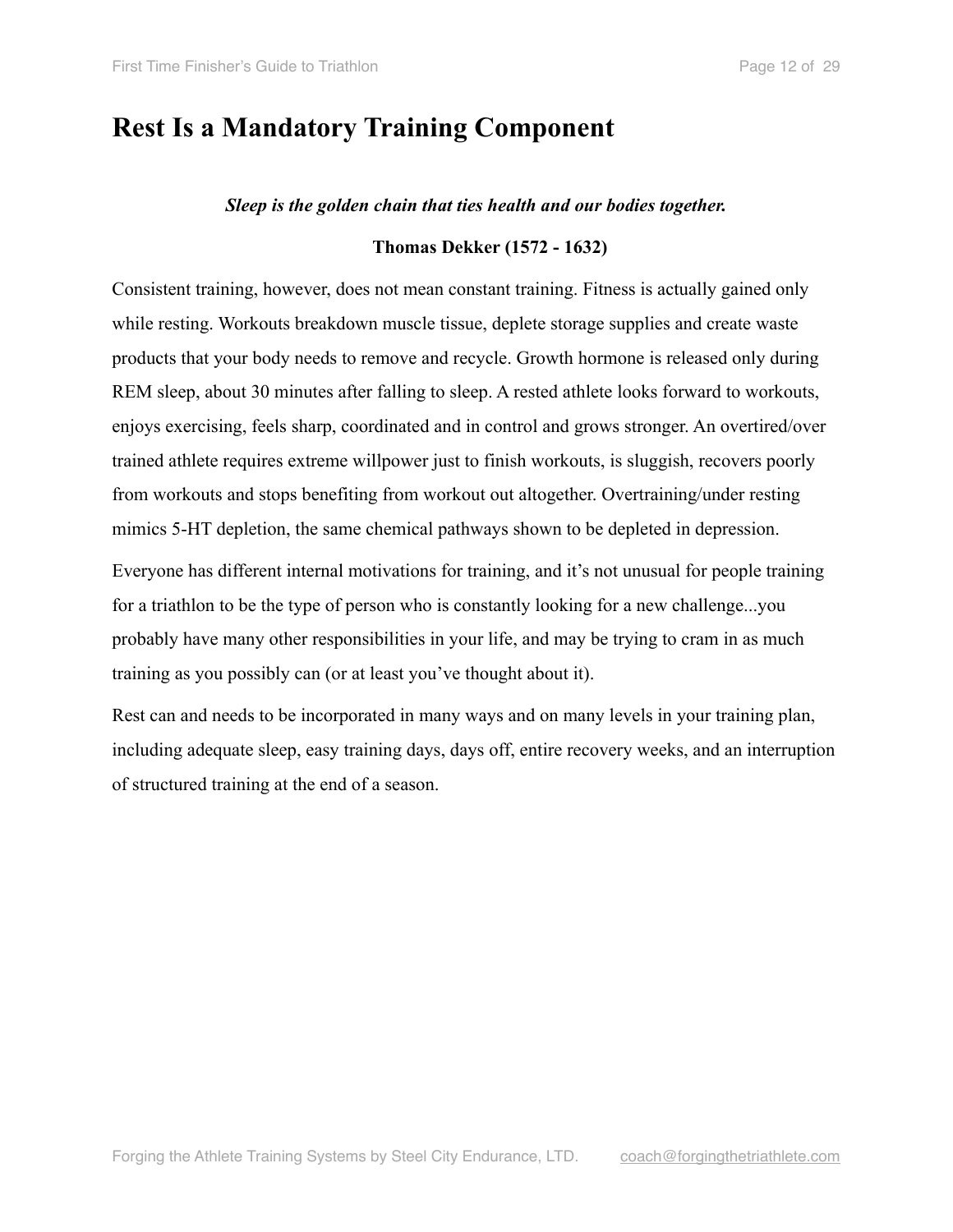# Rest Is a Mandatory Training Component

***Sleep is the golden chain that ties health and our bodies together.***

**Thomas Dekker (1572 - 1632)**

Consistent training, however, does not mean constant training. Fitness is actually gained only while resting. Workouts breakdown muscle tissue, deplete storage supplies and create waste products that your body needs to remove and recycle. Growth hormone is released only during REM sleep, about 30 minutes after falling to sleep. A rested athlete looks forward to workouts, enjoys exercising, feels sharp, coordinated and in control and grows stronger. An overtired/over trained athlete requires extreme willpower just to finish workouts, is sluggish, recovers poorly from workouts and stops benefiting from workout out altogether. Overtraining/under resting mimics 5-HT depletion, the same chemical pathways shown to be depleted in depression.

Everyone has different internal motivations for training, and it's not unusual for people training for a triathlon to be the type of person who is constantly looking for a new challenge...you probably have many other responsibilities in your life, and may be trying to cram in as much training as you possibly can (or at least you've thought about it).

Rest can and needs to be incorporated in many ways and on many levels in your training plan, including adequate sleep, easy training days, days off, entire recovery weeks, and an interruption of structured training at the end of a season.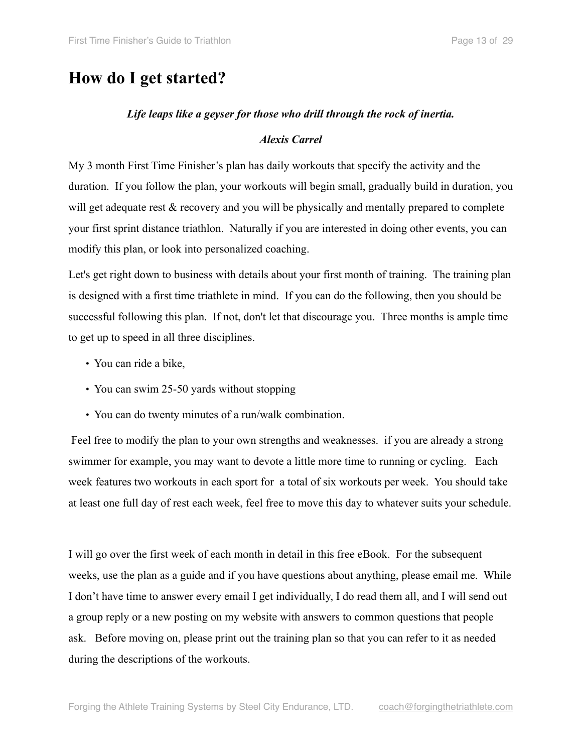# How do I get started?

***Life leaps like a geyser for those who drill through the rock of inertia.***

***Alexis Carrel***

My 3 month First Time Finisher's plan has daily workouts that specify the activity and the duration. If you follow the plan, your workouts will begin small, gradually build in duration, you will get adequate rest & recovery and you will be physically and mentally prepared to complete your first sprint distance triathlon. Naturally if you are interested in doing other events, you can modify this plan, or look into personalized coaching.

Let's get right down to business with details about your first month of training. The training plan is designed with a first time triathlete in mind. If you can do the following, then you should be successful following this plan. If not, don't let that discourage you. Three months is ample time to get up to speed in all three disciplines.

- You can ride a bike,
- You can swim 25-50 yards without stopping
- You can do twenty minutes of a run/walk combination.

Feel free to modify the plan to your own strengths and weaknesses. if you are already a strong swimmer for example, you may want to devote a little more time to running or cycling. Each week features two workouts in each sport for a total of six workouts per week. You should take at least one full day of rest each week, feel free to move this day to whatever suits your schedule.

I will go over the first week of each month in detail in this free eBook. For the subsequent weeks, use the plan as a guide and if you have questions about anything, please email me. While I don't have time to answer every email I get individually, I do read them all, and I will send out a group reply or a new posting on my website with answers to common questions that people ask. Before moving on, please print out the training plan so that you can refer to it as needed during the descriptions of the workouts.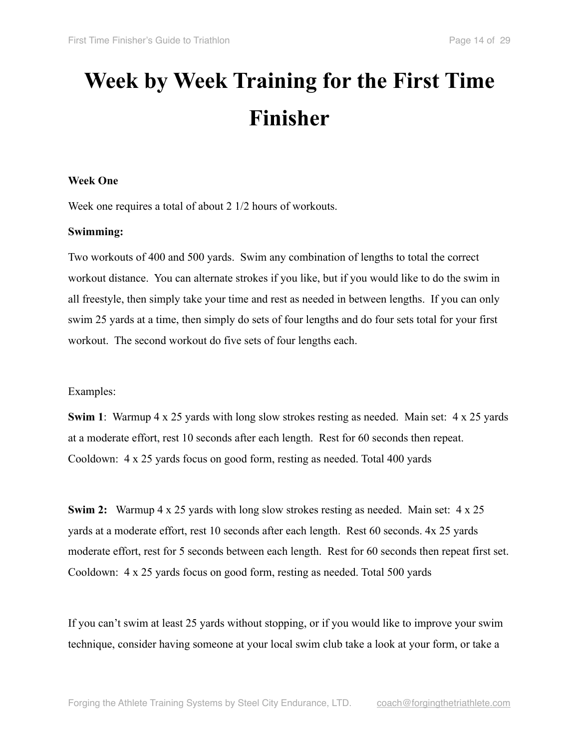# Week by Week Training for the First Time Finisher

**Week One**

Week one requires a total of about 2 1/2 hours of workouts.

**Swimming:**

Two workouts of 400 and 500 yards. Swim any combination of lengths to total the correct workout distance. You can alternate strokes if you like, but if you would like to do the swim in all freestyle, then simply take your time and rest as needed in between lengths. If you can only swim 25 yards at a time, then simply do sets of four lengths and do four sets total for your first workout. The second workout do five sets of four lengths each.

Examples:

**Swim 1**: Warmup 4 x 25 yards with long slow strokes resting as needed. Main set: 4 x 25 yards at a moderate effort, rest 10 seconds after each length. Rest for 60 seconds then repeat. Cooldown: 4 x 25 yards focus on good form, resting as needed. Total 400 yards

**Swim 2:** Warmup 4 x 25 yards with long slow strokes resting as needed. Main set: 4 x 25 yards at a moderate effort, rest 10 seconds after each length. Rest 60 seconds. 4x 25 yards moderate effort, rest for 5 seconds between each length. Rest for 60 seconds then repeat first set. Cooldown: 4 x 25 yards focus on good form, resting as needed. Total 500 yards

If you can't swim at least 25 yards without stopping, or if you would like to improve your swim technique, consider having someone at your local swim club take a look at your form, or take a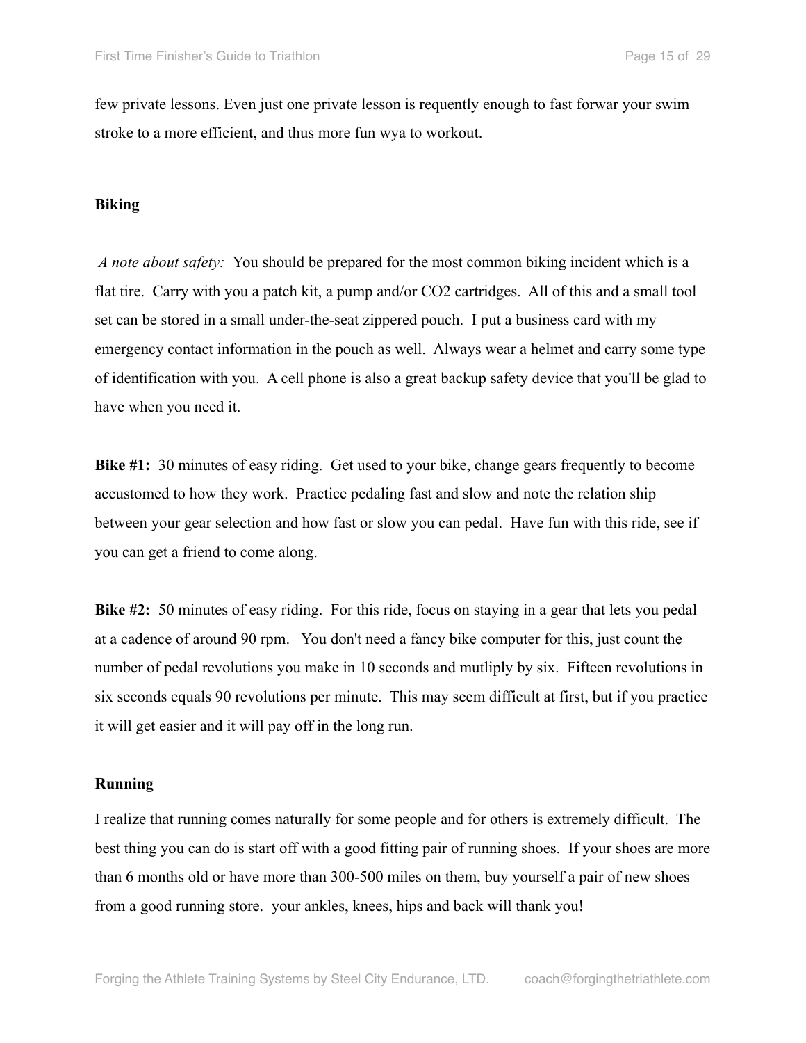few private lessons. Even just one private lesson is requently enough to fast forwar your swim stroke to a more efficient, and thus more fun wya to workout.

**Biking**

*A note about safety:* You should be prepared for the most common biking incident which is a flat tire. Carry with you a patch kit, a pump and/or CO2 cartridges. All of this and a small tool set can be stored in a small under-the-seat zippered pouch. I put a business card with my emergency contact information in the pouch as well. Always wear a helmet and carry some type of identification with you. A cell phone is also a great backup safety device that you'll be glad to have when you need it.

**Bike #1:** 30 minutes of easy riding. Get used to your bike, change gears frequently to become accustomed to how they work. Practice pedaling fast and slow and note the relation ship between your gear selection and how fast or slow you can pedal. Have fun with this ride, see if you can get a friend to come along.

**Bike #2:** 50 minutes of easy riding. For this ride, focus on staying in a gear that lets you pedal at a cadence of around 90 rpm. You don't need a fancy bike computer for this, just count the number of pedal revolutions you make in 10 seconds and mutliply by six. Fifteen revolutions in six seconds equals 90 revolutions per minute. This may seem difficult at first, but if you practice it will get easier and it will pay off in the long run.

**Running**

I realize that running comes naturally for some people and for others is extremely difficult. The best thing you can do is start off with a good fitting pair of running shoes. If your shoes are more than 6 months old or have more than 300-500 miles on them, buy yourself a pair of new shoes from a good running store. your ankles, knees, hips and back will thank you!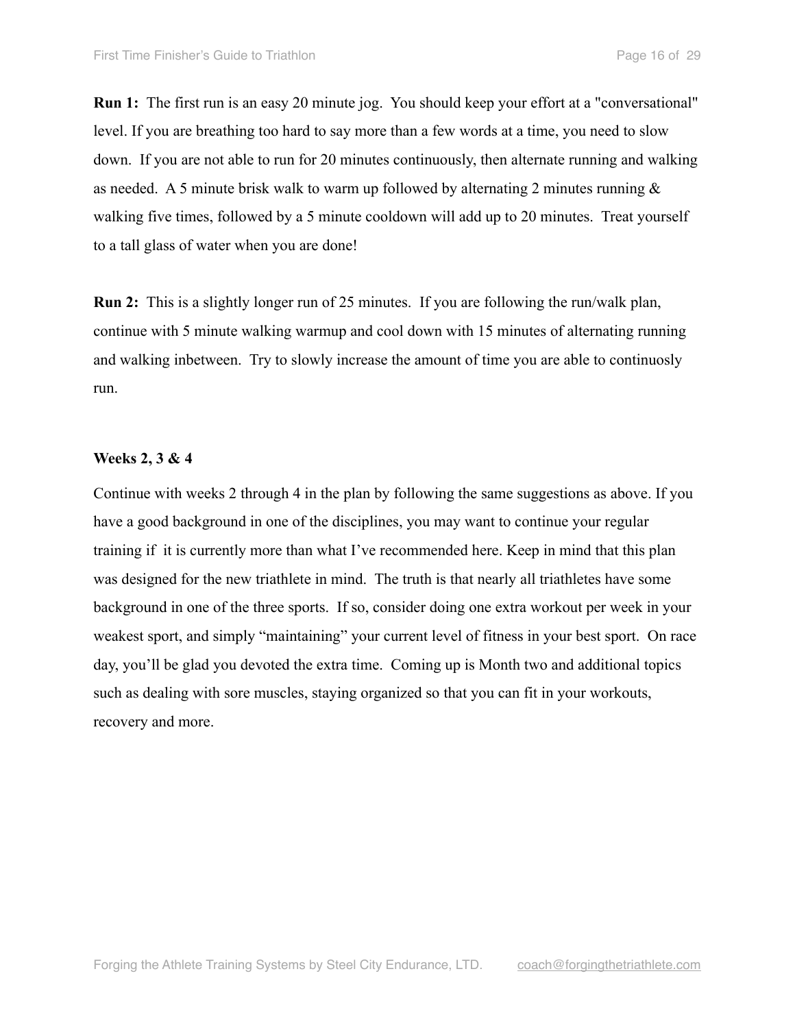**Run 1:** The first run is an easy 20 minute jog. You should keep your effort at a "conversational" level. If you are breathing too hard to say more than a few words at a time, you need to slow down. If you are not able to run for 20 minutes continuously, then alternate running and walking as needed. A 5 minute brisk walk to warm up followed by alternating 2 minutes running & walking five times, followed by a 5 minute cooldown will add up to 20 minutes. Treat yourself to a tall glass of water when you are done!

**Run 2:** This is a slightly longer run of 25 minutes. If you are following the run/walk plan, continue with 5 minute walking warmup and cool down with 15 minutes of alternating running and walking inbetween. Try to slowly increase the amount of time you are able to continuosly run.

**Weeks 2, 3 & 4**

Continue with weeks 2 through 4 in the plan by following the same suggestions as above. If you have a good background in one of the disciplines, you may want to continue your regular training if it is currently more than what I've recommended here. Keep in mind that this plan was designed for the new triathlete in mind. The truth is that nearly all triathletes have some background in one of the three sports. If so, consider doing one extra workout per week in your weakest sport, and simply "maintaining" your current level of fitness in your best sport. On race day, you'll be glad you devoted the extra time. Coming up is Month two and additional topics such as dealing with sore muscles, staying organized so that you can fit in your workouts, recovery and more.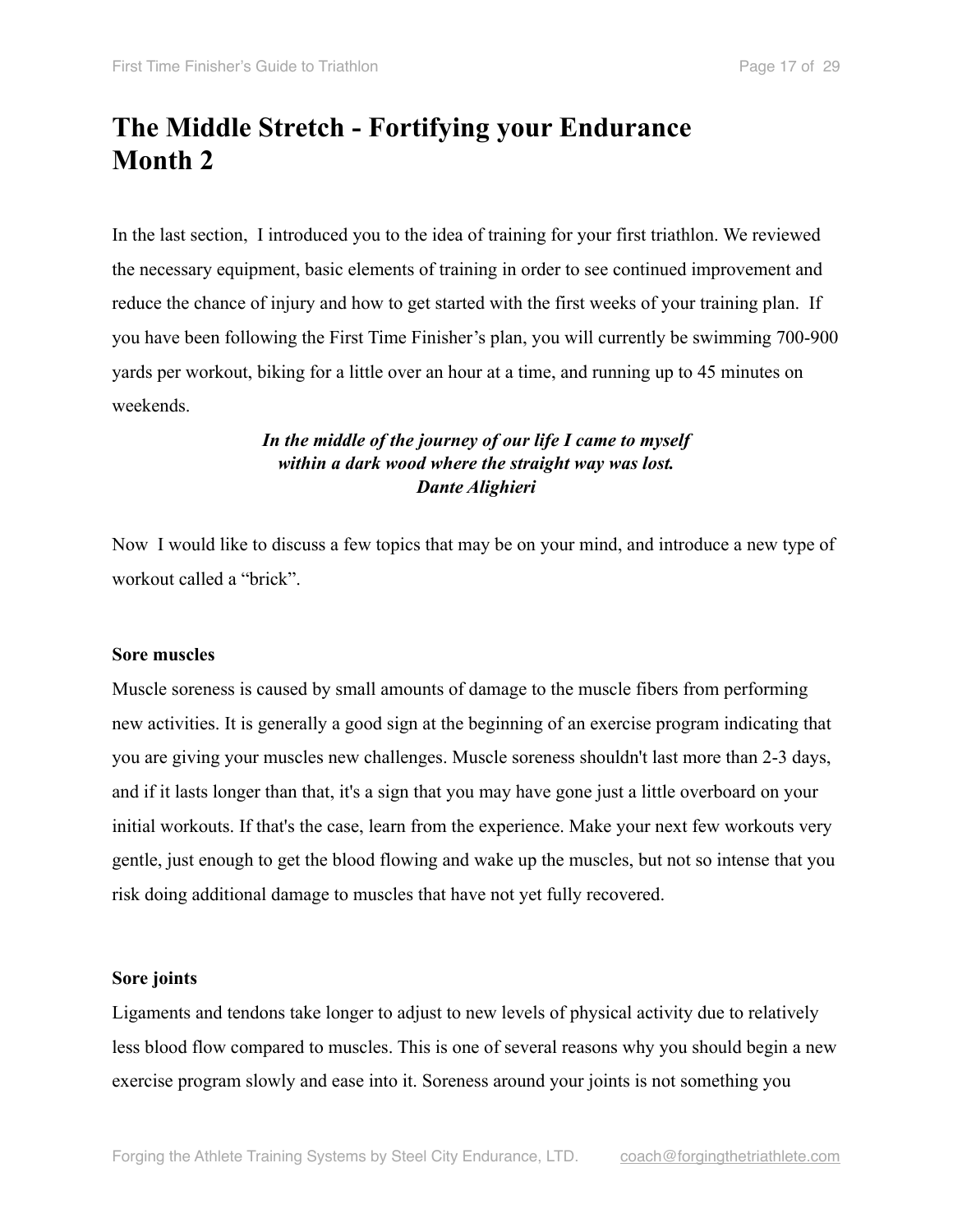# The Middle Stretch - Fortifying your Endurance
# Month 2

In the last section, I introduced you to the idea of training for your first triathlon. We reviewed the necessary equipment, basic elements of training in order to see continued improvement and reduce the chance of injury and how to get started with the first weeks of your training plan. If you have been following the First Time Finisher's plan, you will currently be swimming 700-900 yards per workout, biking for a little over an hour at a time, and running up to 45 minutes on weekends.

***In the middle of the journey of our life I came to myself***
***within a dark wood where the straight way was lost.***
***Dante Alighieri***

Now I would like to discuss a few topics that may be on your mind, and introduce a new type of workout called a "brick".

**Sore muscles**

Muscle soreness is caused by small amounts of damage to the muscle fibers from performing new activities. It is generally a good sign at the beginning of an exercise program indicating that you are giving your muscles new challenges. Muscle soreness shouldn't last more than 2-3 days, and if it lasts longer than that, it's a sign that you may have gone just a little overboard on your initial workouts. If that's the case, learn from the experience. Make your next few workouts very gentle, just enough to get the blood flowing and wake up the muscles, but not so intense that you risk doing additional damage to muscles that have not yet fully recovered.

**Sore joints**

Ligaments and tendons take longer to adjust to new levels of physical activity due to relatively less blood flow compared to muscles. This is one of several reasons why you should begin a new exercise program slowly and ease into it. Soreness around your joints is not something you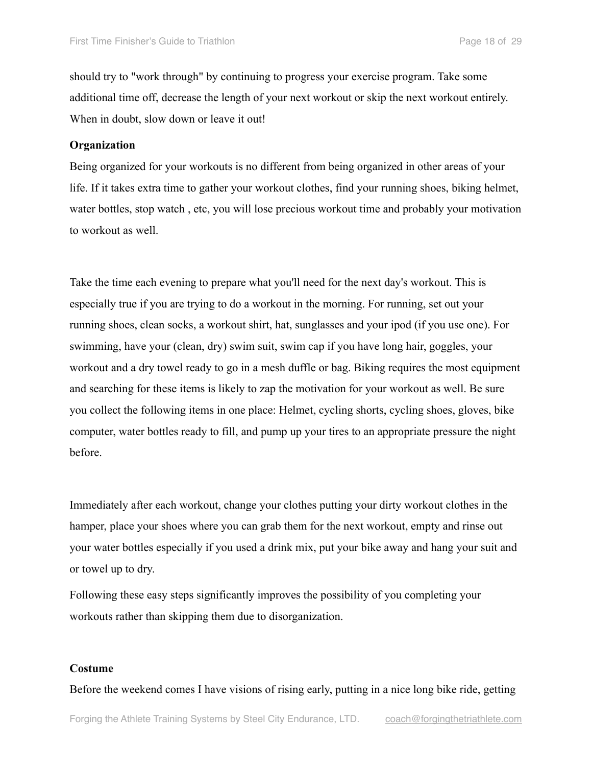should try to "work through" by continuing to progress your exercise program. Take some additional time off, decrease the length of your next workout or skip the next workout entirely. When in doubt, slow down or leave it out!

**Organization**

Being organized for your workouts is no different from being organized in other areas of your life. If it takes extra time to gather your workout clothes, find your running shoes, biking helmet, water bottles, stop watch , etc, you will lose precious workout time and probably your motivation to workout as well.

Take the time each evening to prepare what you'll need for the next day's workout. This is especially true if you are trying to do a workout in the morning. For running, set out your running shoes, clean socks, a workout shirt, hat, sunglasses and your ipod (if you use one). For swimming, have your (clean, dry) swim suit, swim cap if you have long hair, goggles, your workout and a dry towel ready to go in a mesh duffle or bag. Biking requires the most equipment and searching for these items is likely to zap the motivation for your workout as well. Be sure you collect the following items in one place: Helmet, cycling shorts, cycling shoes, gloves, bike computer, water bottles ready to fill, and pump up your tires to an appropriate pressure the night before.

Immediately after each workout, change your clothes putting your dirty workout clothes in the hamper, place your shoes where you can grab them for the next workout, empty and rinse out your water bottles especially if you used a drink mix, put your bike away and hang your suit and or towel up to dry.

Following these easy steps significantly improves the possibility of you completing your workouts rather than skipping them due to disorganization.

**Costume**

Before the weekend comes I have visions of rising early, putting in a nice long bike ride, getting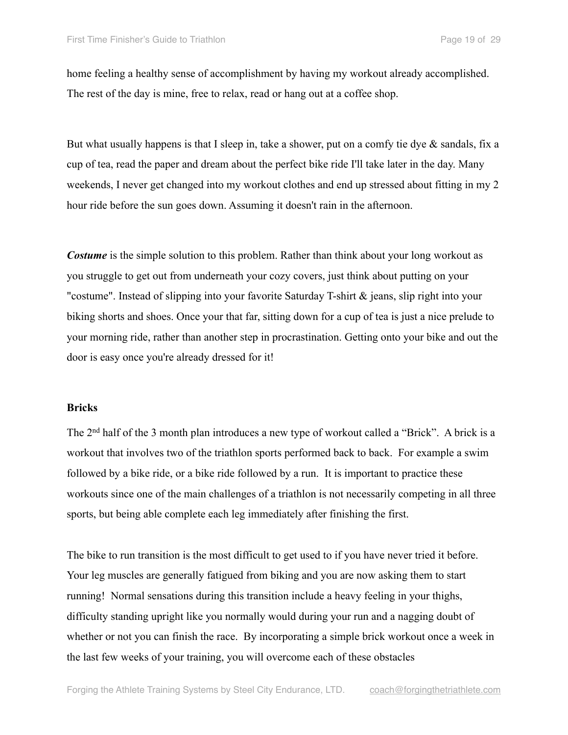home feeling a healthy sense of accomplishment by having my workout already accomplished. The rest of the day is mine, free to relax, read or hang out at a coffee shop.

But what usually happens is that I sleep in, take a shower, put on a comfy tie dye & sandals, fix a cup of tea, read the paper and dream about the perfect bike ride I'll take later in the day. Many weekends, I never get changed into my workout clothes and end up stressed about fitting in my 2 hour ride before the sun goes down. Assuming it doesn't rain in the afternoon.

***Costume*** is the simple solution to this problem. Rather than think about your long workout as you struggle to get out from underneath your cozy covers, just think about putting on your "costume". Instead of slipping into your favorite Saturday T-shirt & jeans, slip right into your biking shorts and shoes. Once your that far, sitting down for a cup of tea is just a nice prelude to your morning ride, rather than another step in procrastination. Getting onto your bike and out the door is easy once you're already dressed for it!

**Bricks**

The 2nd half of the 3 month plan introduces a new type of workout called a "Brick". A brick is a workout that involves two of the triathlon sports performed back to back. For example a swim followed by a bike ride, or a bike ride followed by a run. It is important to practice these workouts since one of the main challenges of a triathlon is not necessarily competing in all three sports, but being able complete each leg immediately after finishing the first.

The bike to run transition is the most difficult to get used to if you have never tried it before. Your leg muscles are generally fatigued from biking and you are now asking them to start running! Normal sensations during this transition include a heavy feeling in your thighs, difficulty standing upright like you normally would during your run and a nagging doubt of whether or not you can finish the race. By incorporating a simple brick workout once a week in the last few weeks of your training, you will overcome each of these obstacles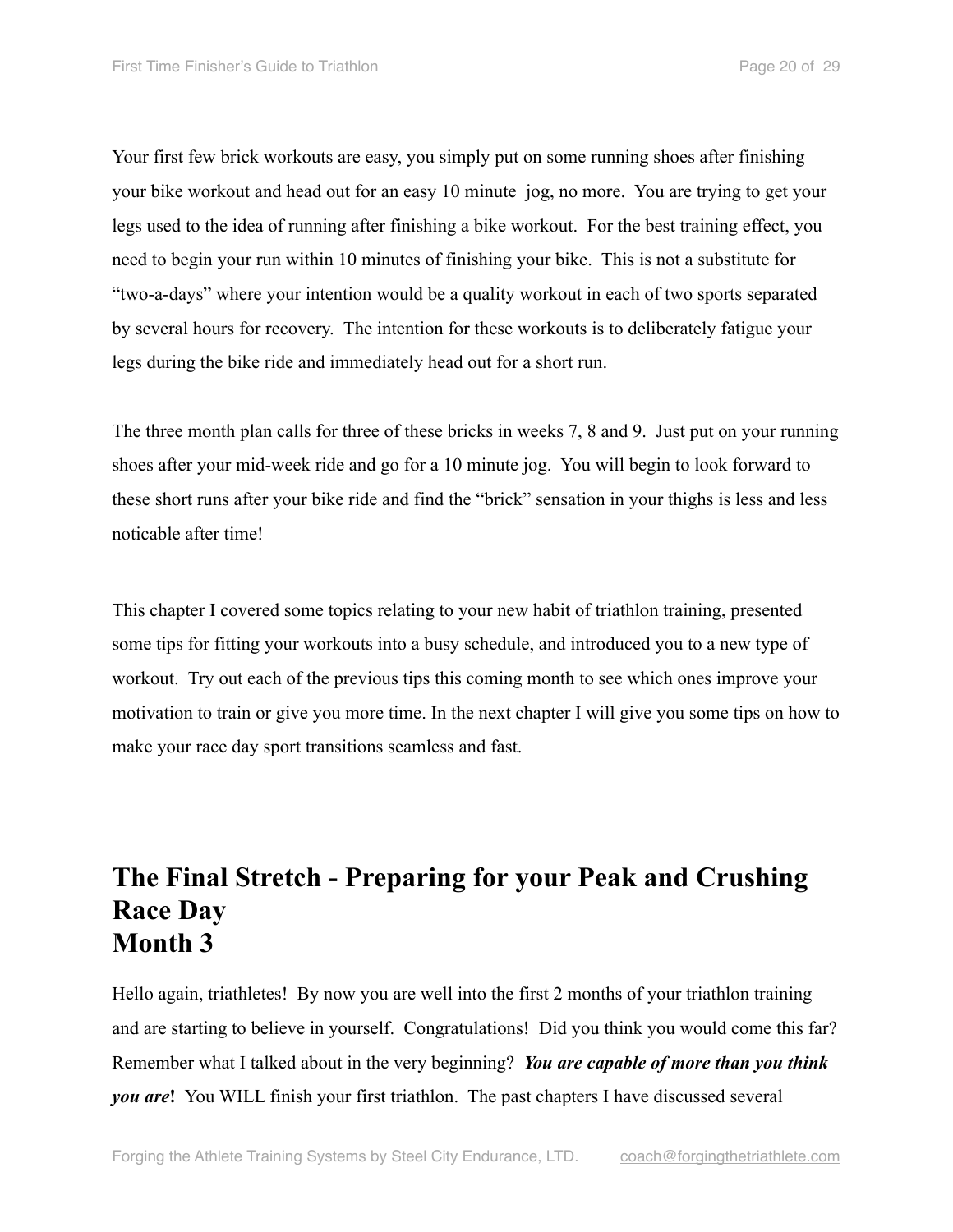Your first few brick workouts are easy, you simply put on some running shoes after finishing your bike workout and head out for an easy 10 minute  jog, no more.  You are trying to get your legs used to the idea of running after finishing a bike workout.  For the best training effect, you need to begin your run within 10 minutes of finishing your bike.  This is not a substitute for "two-a-days" where your intention would be a quality workout in each of two sports separated by several hours for recovery.  The intention for these workouts is to deliberately fatigue your legs during the bike ride and immediately head out for a short run.

The three month plan calls for three of these bricks in weeks 7, 8 and 9.  Just put on your running shoes after your mid-week ride and go for a 10 minute jog.  You will begin to look forward to these short runs after your bike ride and find the "brick" sensation in your thighs is less and less noticable after time!

This chapter I covered some topics relating to your new habit of triathlon training, presented some tips for fitting your workouts into a busy schedule, and introduced you to a new type of workout.  Try out each of the previous tips this coming month to see which ones improve your motivation to train or give you more time. In the next chapter I will give you some tips on how to make your race day sport transitions seamless and fast.

# The Final Stretch - Preparing for your Peak and Crushing Race Day
# Month 3

Hello again, triathletes!  By now you are well into the first 2 months of your triathlon training and are starting to believe in yourself.  Congratulations!  Did you think you would come this far? Remember what I talked about in the very beginning?  ***You are capable of more than you think you are*!**  You WILL finish your first triathlon.  The past chapters I have discussed several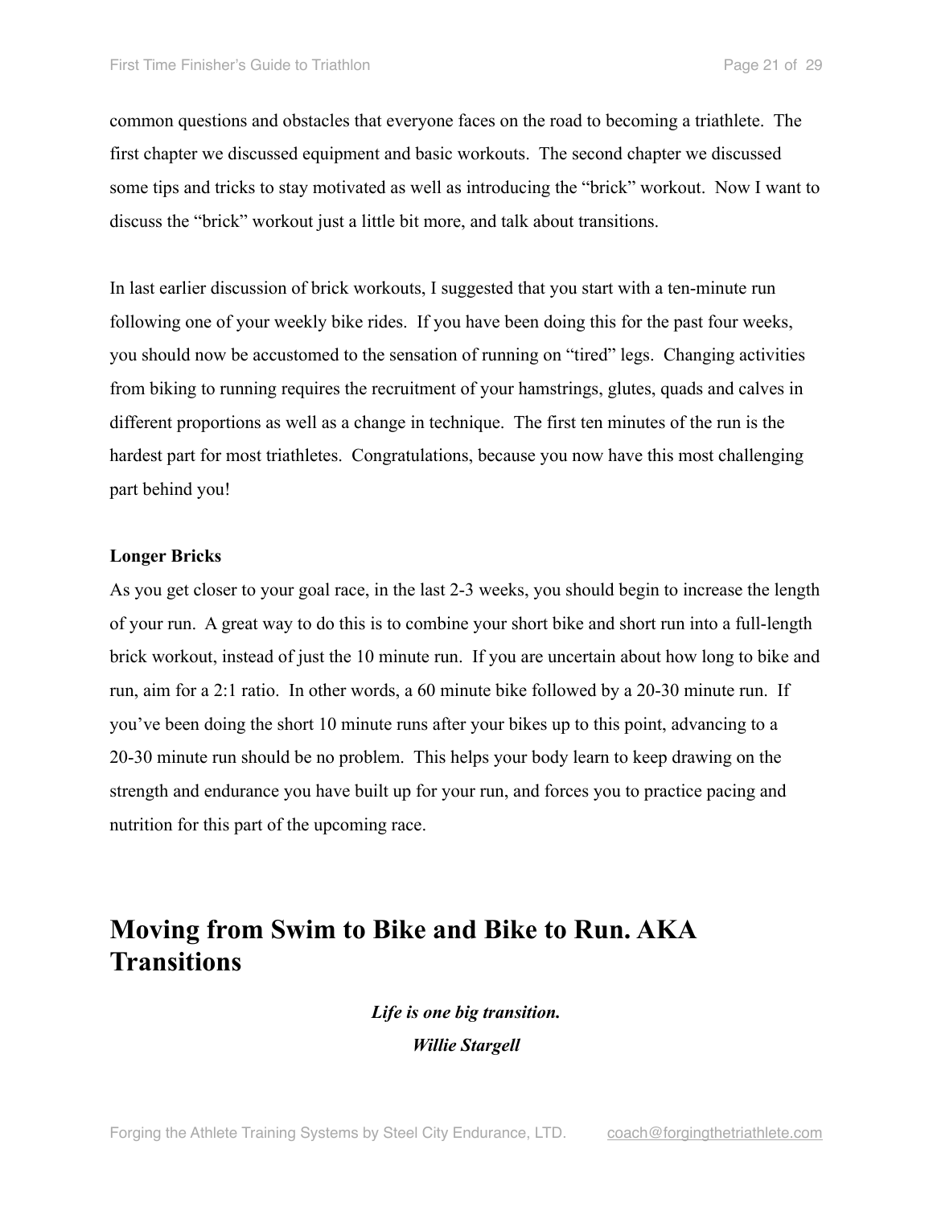common questions and obstacles that everyone faces on the road to becoming a triathlete. The first chapter we discussed equipment and basic workouts. The second chapter we discussed some tips and tricks to stay motivated as well as introducing the "brick" workout. Now I want to discuss the "brick" workout just a little bit more, and talk about transitions.

In last earlier discussion of brick workouts, I suggested that you start with a ten-minute run following one of your weekly bike rides. If you have been doing this for the past four weeks, you should now be accustomed to the sensation of running on "tired" legs. Changing activities from biking to running requires the recruitment of your hamstrings, glutes, quads and calves in different proportions as well as a change in technique. The first ten minutes of the run is the hardest part for most triathletes. Congratulations, because you now have this most challenging part behind you!

**Longer Bricks**

As you get closer to your goal race, in the last 2-3 weeks, you should begin to increase the length of your run. A great way to do this is to combine your short bike and short run into a full-length brick workout, instead of just the 10 minute run. If you are uncertain about how long to bike and run, aim for a 2:1 ratio. In other words, a 60 minute bike followed by a 20-30 minute run. If you've been doing the short 10 minute runs after your bikes up to this point, advancing to a 20-30 minute run should be no problem. This helps your body learn to keep drawing on the strength and endurance you have built up for your run, and forces you to practice pacing and nutrition for this part of the upcoming race.

# Moving from Swim to Bike and Bike to Run. AKA Transitions

***Life is one big transition.***

***Willie Stargell***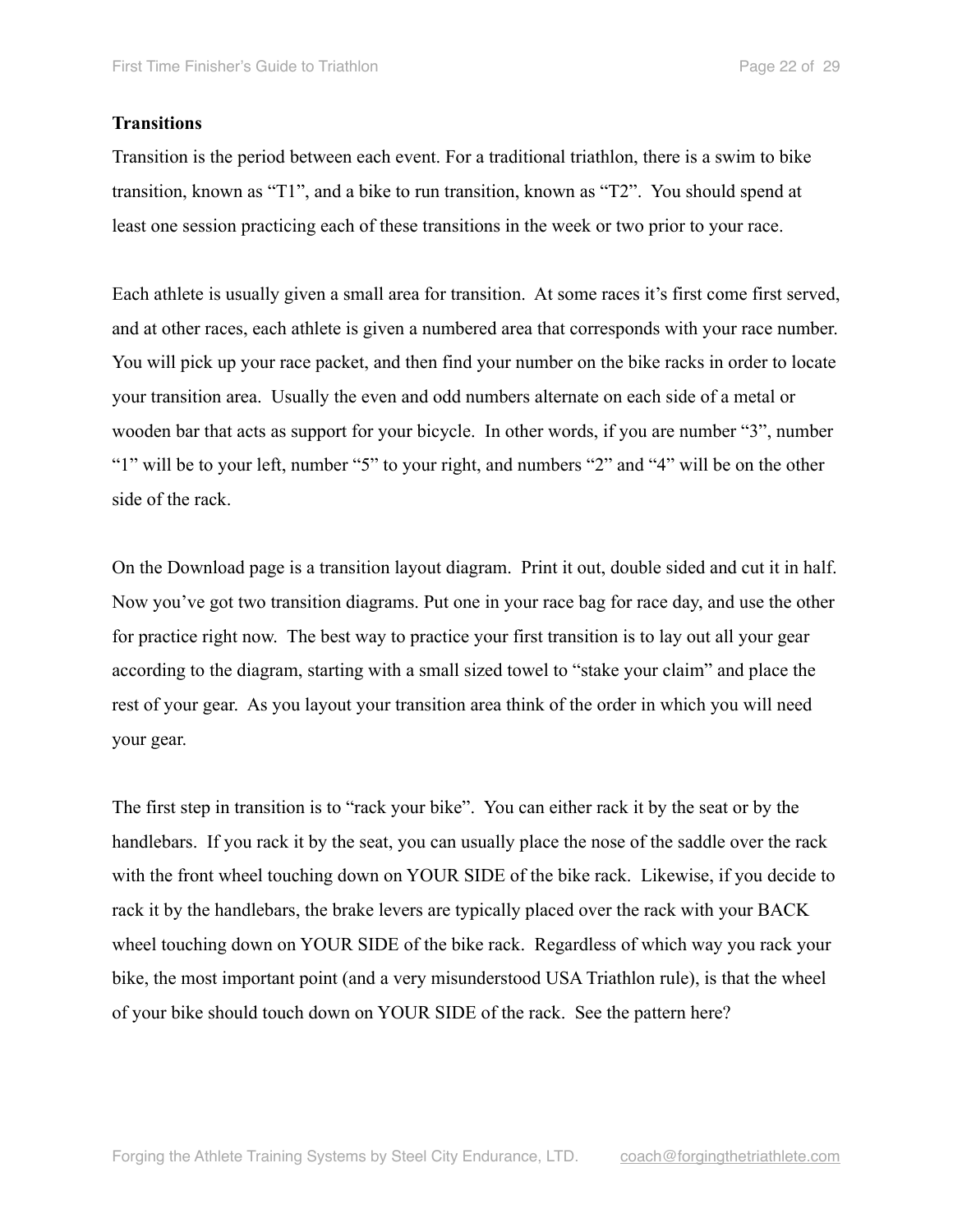## Transitions

Transition is the period between each event. For a traditional triathlon, there is a swim to bike transition, known as "T1", and a bike to run transition, known as "T2". You should spend at least one session practicing each of these transitions in the week or two prior to your race.

Each athlete is usually given a small area for transition. At some races it's first come first served, and at other races, each athlete is given a numbered area that corresponds with your race number. You will pick up your race packet, and then find your number on the bike racks in order to locate your transition area. Usually the even and odd numbers alternate on each side of a metal or wooden bar that acts as support for your bicycle. In other words, if you are number "3", number "1" will be to your left, number "5" to your right, and numbers "2" and "4" will be on the other side of the rack.

On the Download page is a transition layout diagram. Print it out, double sided and cut it in half. Now you've got two transition diagrams. Put one in your race bag for race day, and use the other for practice right now. The best way to practice your first transition is to lay out all your gear according to the diagram, starting with a small sized towel to "stake your claim" and place the rest of your gear. As you layout your transition area think of the order in which you will need your gear.

The first step in transition is to "rack your bike". You can either rack it by the seat or by the handlebars. If you rack it by the seat, you can usually place the nose of the saddle over the rack with the front wheel touching down on YOUR SIDE of the bike rack. Likewise, if you decide to rack it by the handlebars, the brake levers are typically placed over the rack with your BACK wheel touching down on YOUR SIDE of the bike rack. Regardless of which way you rack your bike, the most important point (and a very misunderstood USA Triathlon rule), is that the wheel of your bike should touch down on YOUR SIDE of the rack. See the pattern here?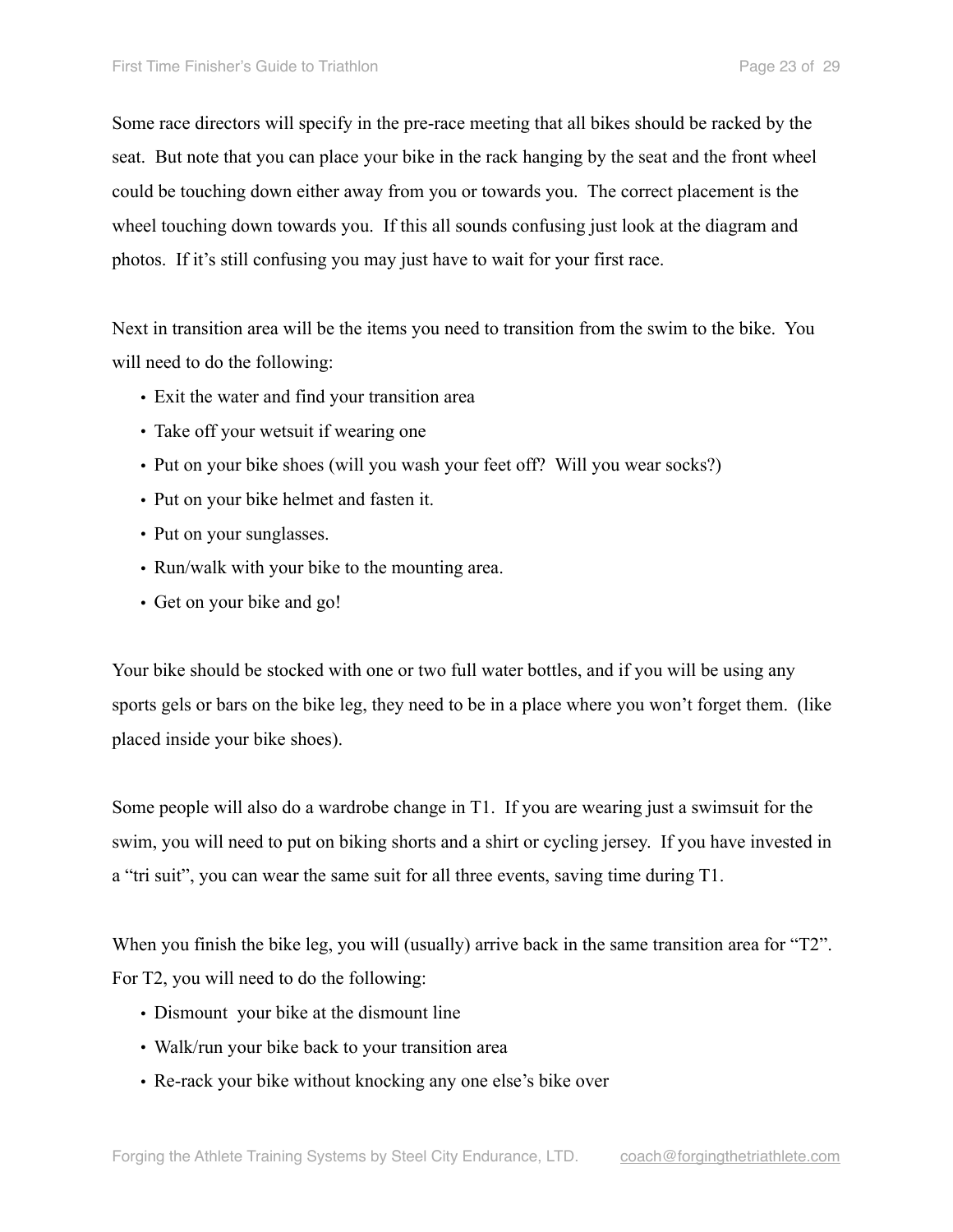Some race directors will specify in the pre-race meeting that all bikes should be racked by the seat. But note that you can place your bike in the rack hanging by the seat and the front wheel could be touching down either away from you or towards you. The correct placement is the wheel touching down towards you. If this all sounds confusing just look at the diagram and photos. If it's still confusing you may just have to wait for your first race.

Next in transition area will be the items you need to transition from the swim to the bike. You will need to do the following:

- Exit the water and find your transition area
- Take off your wetsuit if wearing one
- Put on your bike shoes (will you wash your feet off? Will you wear socks?)
- Put on your bike helmet and fasten it.
- Put on your sunglasses.
- Run/walk with your bike to the mounting area.
- Get on your bike and go!

Your bike should be stocked with one or two full water bottles, and if you will be using any sports gels or bars on the bike leg, they need to be in a place where you won't forget them. (like placed inside your bike shoes).

Some people will also do a wardrobe change in T1. If you are wearing just a swimsuit for the swim, you will need to put on biking shorts and a shirt or cycling jersey. If you have invested in a "tri suit", you can wear the same suit for all three events, saving time during T1.

When you finish the bike leg, you will (usually) arrive back in the same transition area for "T2". For T2, you will need to do the following:

- Dismount your bike at the dismount line
- Walk/run your bike back to your transition area
- Re-rack your bike without knocking any one else's bike over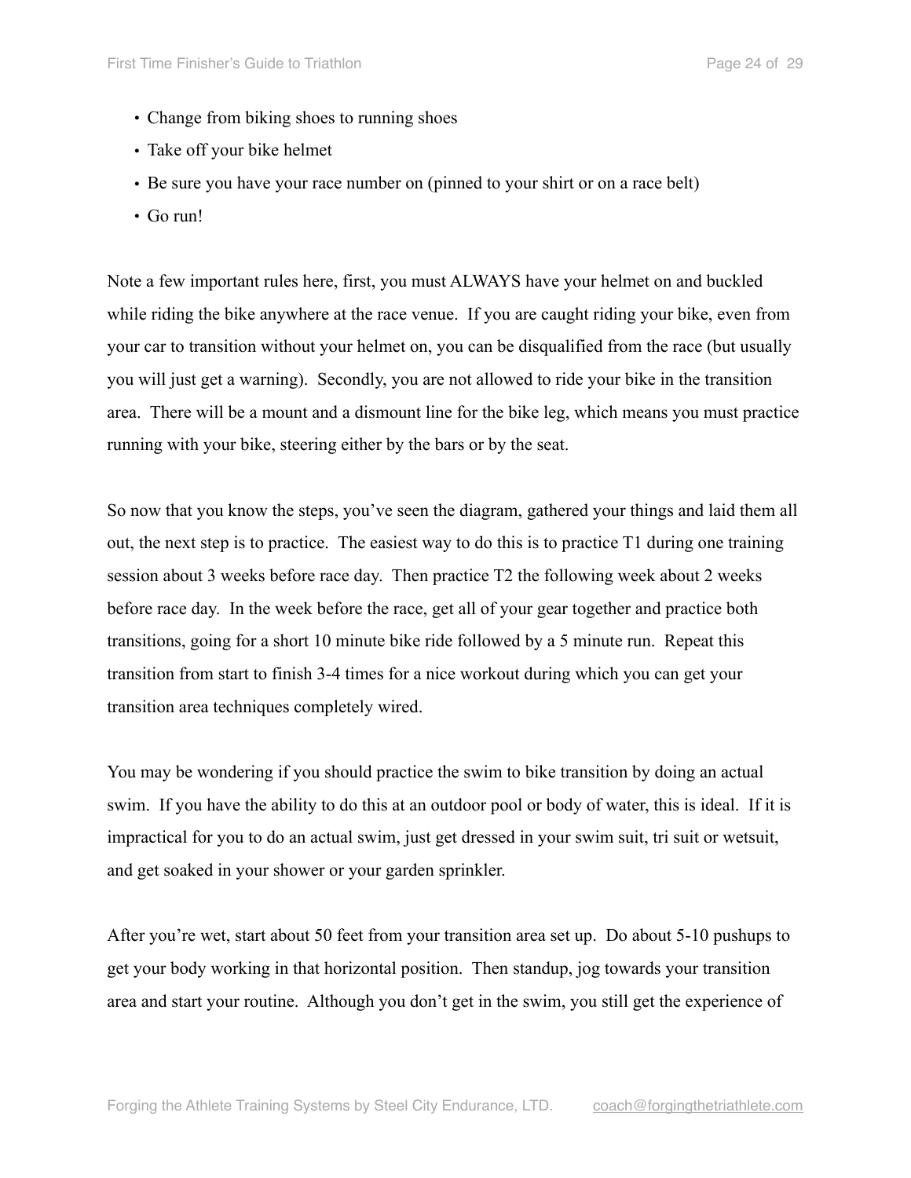- Change from biking shoes to running shoes
- Take off your bike helmet
- Be sure you have your race number on (pinned to your shirt or on a race belt)
- Go run!

Note a few important rules here, first, you must ALWAYS have your helmet on and buckled while riding the bike anywhere at the race venue. If you are caught riding your bike, even from your car to transition without your helmet on, you can be disqualified from the race (but usually you will just get a warning). Secondly, you are not allowed to ride your bike in the transition area. There will be a mount and a dismount line for the bike leg, which means you must practice running with your bike, steering either by the bars or by the seat.

So now that you know the steps, you've seen the diagram, gathered your things and laid them all out, the next step is to practice. The easiest way to do this is to practice T1 during one training session about 3 weeks before race day. Then practice T2 the following week about 2 weeks before race day. In the week before the race, get all of your gear together and practice both transitions, going for a short 10 minute bike ride followed by a 5 minute run. Repeat this transition from start to finish 3-4 times for a nice workout during which you can get your transition area techniques completely wired.

You may be wondering if you should practice the swim to bike transition by doing an actual swim. If you have the ability to do this at an outdoor pool or body of water, this is ideal. If it is impractical for you to do an actual swim, just get dressed in your swim suit, tri suit or wetsuit, and get soaked in your shower or your garden sprinkler.

After you're wet, start about 50 feet from your transition area set up. Do about 5-10 pushups to get your body working in that horizontal position. Then standup, jog towards your transition area and start your routine. Although you don't get in the swim, you still get the experience of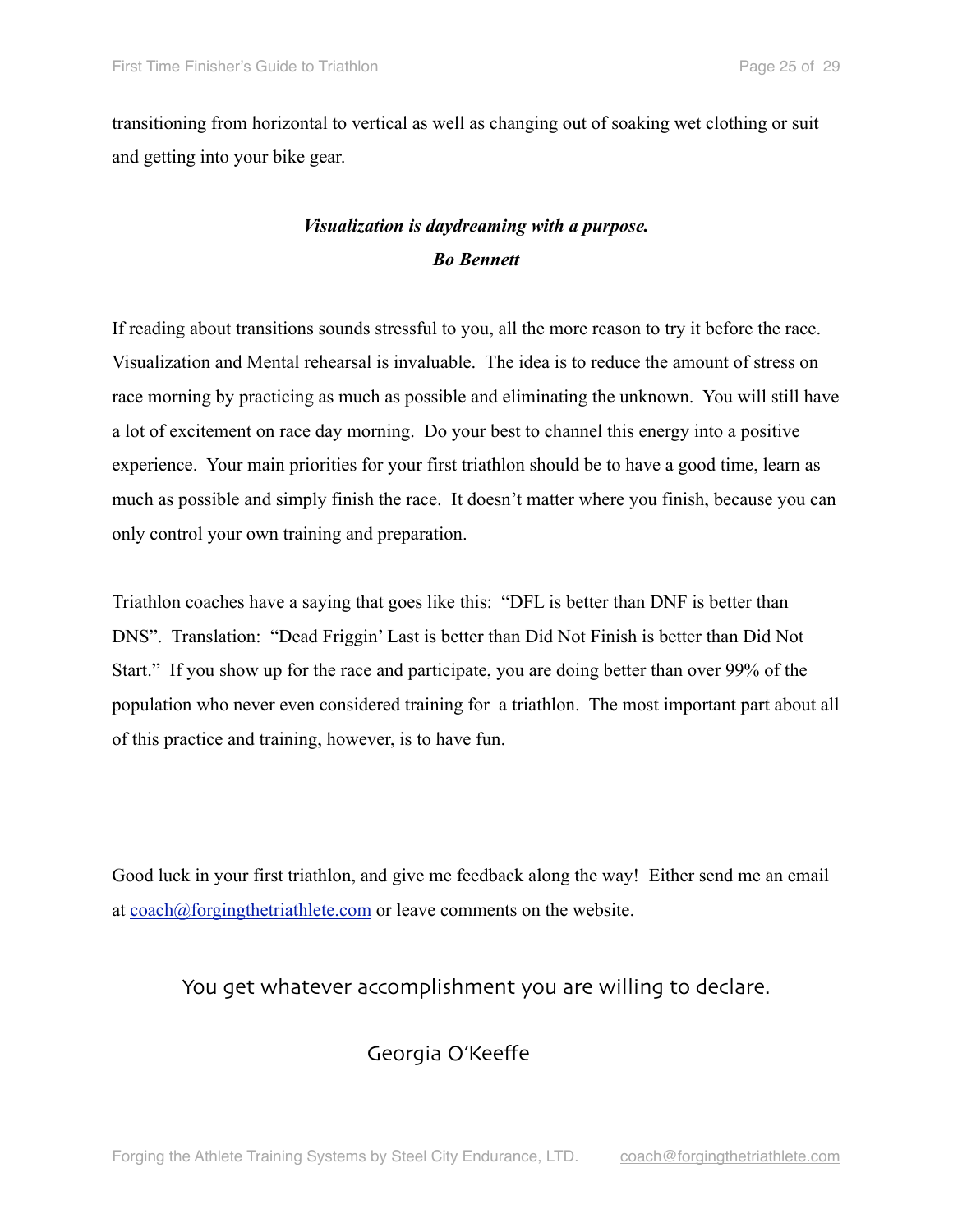transitioning from horizontal to vertical as well as changing out of soaking wet clothing or suit and getting into your bike gear.

***Visualization is daydreaming with a purpose.***
***Bo Bennett***

If reading about transitions sounds stressful to you, all the more reason to try it before the race. Visualization and Mental rehearsal is invaluable. The idea is to reduce the amount of stress on race morning by practicing as much as possible and eliminating the unknown. You will still have a lot of excitement on race day morning. Do your best to channel this energy into a positive experience. Your main priorities for your first triathlon should be to have a good time, learn as much as possible and simply finish the race. It doesn't matter where you finish, because you can only control your own training and preparation.

Triathlon coaches have a saying that goes like this: "DFL is better than DNF is better than DNS". Translation: "Dead Friggin' Last is better than Did Not Finish is better than Did Not Start." If you show up for the race and participate, you are doing better than over 99% of the population who never even considered training for a triathlon. The most important part about all of this practice and training, however, is to have fun.

Good luck in your first triathlon, and give me feedback along the way! Either send me an email at [coach@forgingthetriathlete.com](mailto:coach@forgingthetriathlete.com) or leave comments on the website.

You get whatever accomplishment you are willing to declare.

Georgia O'Keeffe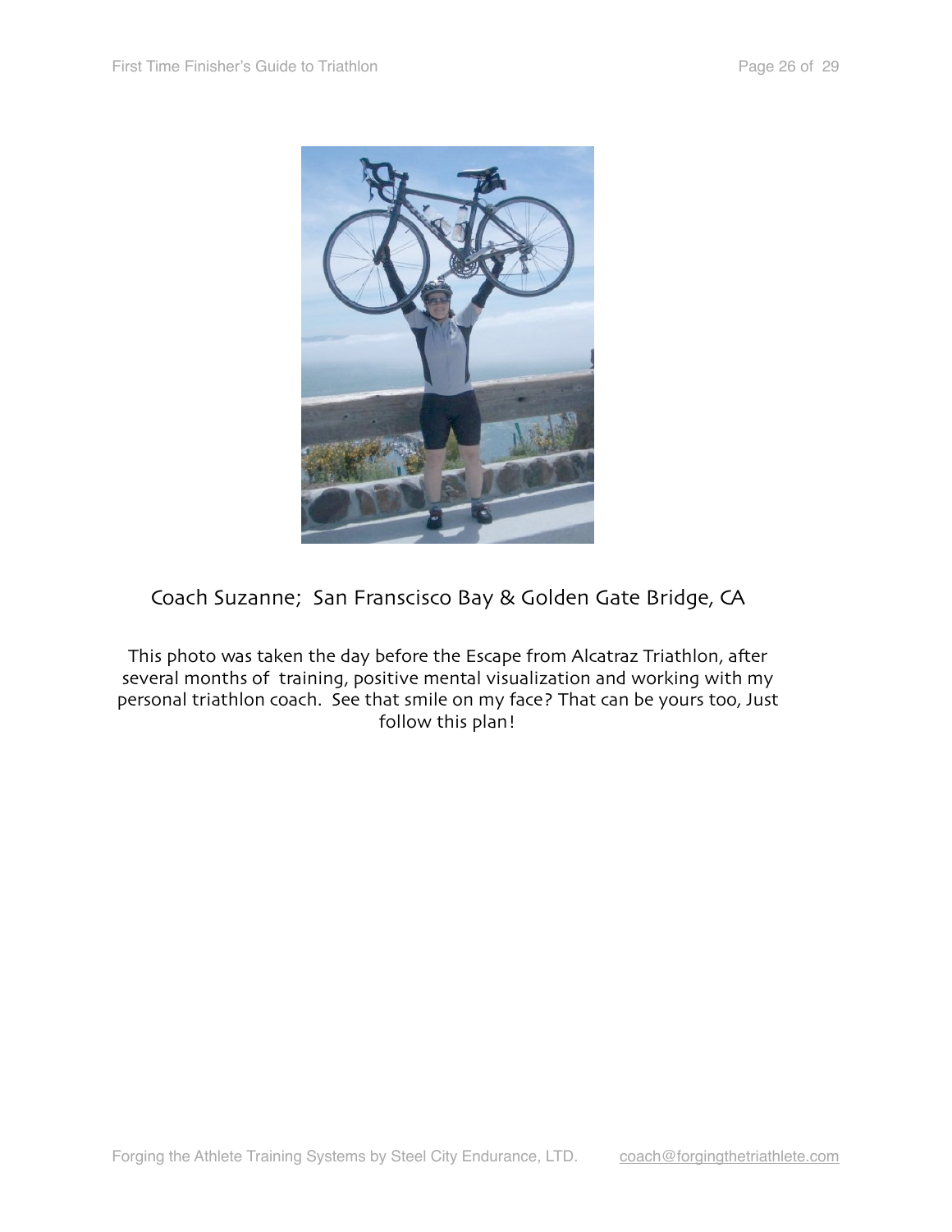Coach Suzanne;  San Franscisco Bay & Golden Gate Bridge, CA

This photo was taken the day before the Escape from Alcatraz Triathlon, after several months of training, positive mental visualization and working with my personal triathlon coach. See that smile on my face? That can be yours too, Just follow this plan!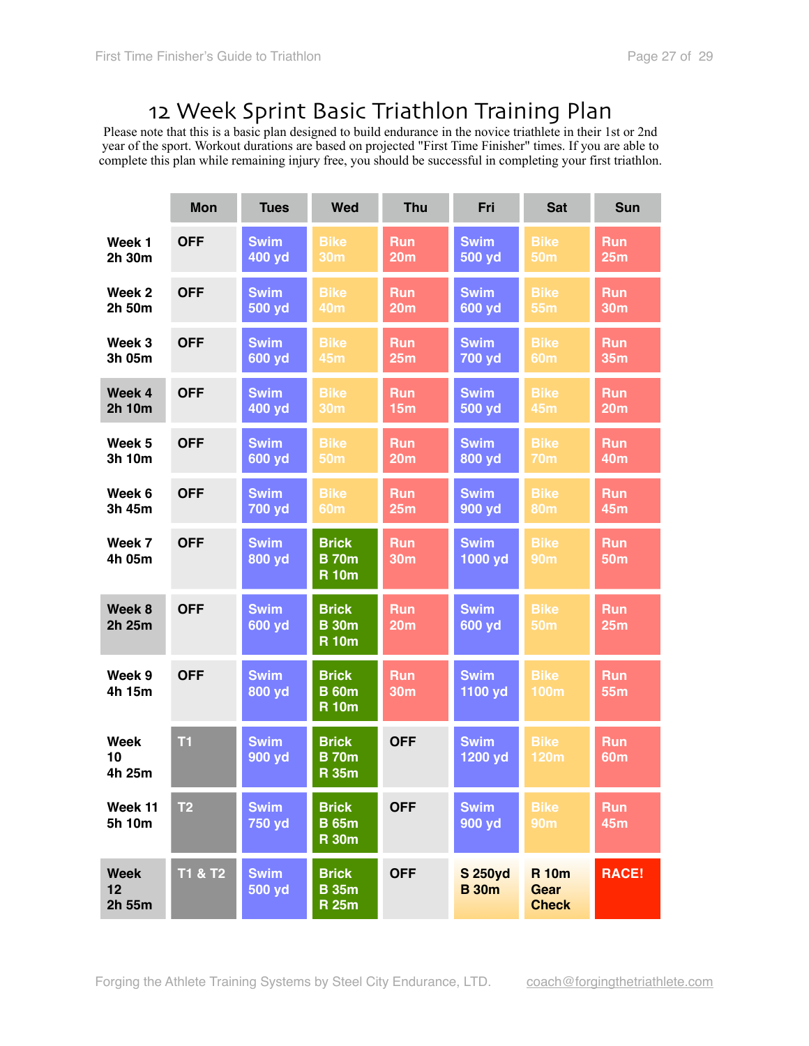# 12 Week Sprint Basic Triathlon Training Plan

Please note that this is a basic plan designed to build endurance in the novice triathlete in their 1st or 2nd year of the sport. Workout durations are based on projected "First Time Finisher" times. If you are able to complete this plan while remaining injury free, you should be successful in completing your first triathlon.

| | Mon | Tues | Wed | Thu | Fri | Sat | Sun |
|---|---|---|---|---|---|---|---|
| Week 1 2h 30m | OFF | Swim 400 yd | Bike 30m | Run 20m | Swim 500 yd | Bike 50m | Run 25m |
| Week 2 2h 50m | OFF | Swim 500 yd | Bike 40m | Run 20m | Swim 600 yd | Bike 55m | Run 30m |
| Week 3 3h 05m | OFF | Swim 600 yd | Bike 45m | Run 25m | Swim 700 yd | Bike 60m | Run 35m |
| Week 4 2h 10m | OFF | Swim 400 yd | Bike 30m | Run 15m | Swim 500 yd | Bike 45m | Run 20m |
| Week 5 3h 10m | OFF | Swim 600 yd | Bike 50m | Run 20m | Swim 800 yd | Bike 70m | Run 40m |
| Week 6 3h 45m | OFF | Swim 700 yd | Bike 60m | Run 25m | Swim 900 yd | Bike 80m | Run 45m |
| Week 7 4h 05m | OFF | Swim 800 yd | Brick B 70m R 10m | Run 30m | Swim 1000 yd | Bike 90m | Run 50m |
| Week 8 2h 25m | OFF | Swim 600 yd | Brick B 30m R 10m | Run 20m | Swim 600 yd | Bike 50m | Run 25m |
| Week 9 4h 15m | OFF | Swim 800 yd | Brick B 60m R 10m | Run 30m | Swim 1100 yd | Bike 100m | Run 55m |
| Week 10 4h 25m | T1 | Swim 900 yd | Brick B 70m R 35m | OFF | Swim 1200 yd | Bike 120m | Run 60m |
| Week 11 5h 10m | T2 | Swim 750 yd | Brick B 65m R 30m | OFF | Swim 900 yd | Bike 90m | Run 45m |
| Week 12 2h 55m | T1 & T2 | Swim 500 yd | Brick B 35m R 25m | OFF | S 250yd B 30m | R 10m Gear Check | RACE! |

Forging the Athlete Training Systems by Steel City Endurance, LTD. coach@forgingthetriathlete.com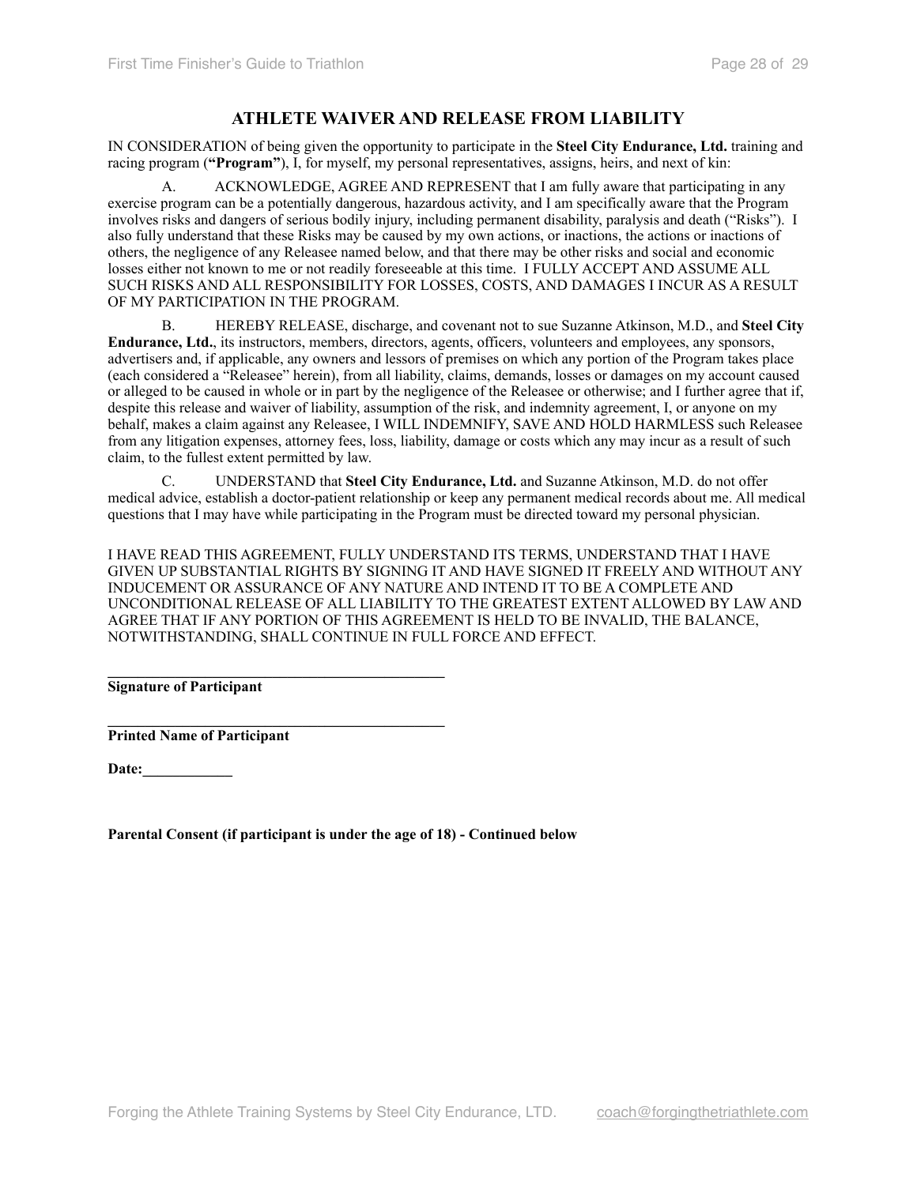## ATHLETE WAIVER AND RELEASE FROM LIABILITY

IN CONSIDERATION of being given the opportunity to participate in the **Steel City Endurance, Ltd.** training and racing program (**"Program"**), I, for myself, my personal representatives, assigns, heirs, and next of kin:

A. ACKNOWLEDGE, AGREE AND REPRESENT that I am fully aware that participating in any exercise program can be a potentially dangerous, hazardous activity, and I am specifically aware that the Program involves risks and dangers of serious bodily injury, including permanent disability, paralysis and death ("Risks"). I also fully understand that these Risks may be caused by my own actions, or inactions, the actions or inactions of others, the negligence of any Releasee named below, and that there may be other risks and social and economic losses either not known to me or not readily foreseeable at this time. I FULLY ACCEPT AND ASSUME ALL SUCH RISKS AND ALL RESPONSIBILITY FOR LOSSES, COSTS, AND DAMAGES I INCUR AS A RESULT OF MY PARTICIPATION IN THE PROGRAM.

B. HEREBY RELEASE, discharge, and covenant not to sue Suzanne Atkinson, M.D., and **Steel City Endurance, Ltd.**, its instructors, members, directors, agents, officers, volunteers and employees, any sponsors, advertisers and, if applicable, any owners and lessors of premises on which any portion of the Program takes place (each considered a "Releasee" herein), from all liability, claims, demands, losses or damages on my account caused or alleged to be caused in whole or in part by the negligence of the Releasee or otherwise; and I further agree that if, despite this release and waiver of liability, assumption of the risk, and indemnity agreement, I, or anyone on my behalf, makes a claim against any Releasee, I WILL INDEMNIFY, SAVE AND HOLD HARMLESS such Releasee from any litigation expenses, attorney fees, loss, liability, damage or costs which any may incur as a result of such claim, to the fullest extent permitted by law.

C. UNDERSTAND that **Steel City Endurance, Ltd.** and Suzanne Atkinson, M.D. do not offer medical advice, establish a doctor-patient relationship or keep any permanent medical records about me. All medical questions that I may have while participating in the Program must be directed toward my personal physician.

I HAVE READ THIS AGREEMENT, FULLY UNDERSTAND ITS TERMS, UNDERSTAND THAT I HAVE GIVEN UP SUBSTANTIAL RIGHTS BY SIGNING IT AND HAVE SIGNED IT FREELY AND WITHOUT ANY INDUCEMENT OR ASSURANCE OF ANY NATURE AND INTEND IT TO BE A COMPLETE AND UNCONDITIONAL RELEASE OF ALL LIABILITY TO THE GREATEST EXTENT ALLOWED BY LAW AND AGREE THAT IF ANY PORTION OF THIS AGREEMENT IS HELD TO BE INVALID, THE BALANCE, NOTWITHSTANDING, SHALL CONTINUE IN FULL FORCE AND EFFECT.

\_\_\_\_\_\_\_\_\_\_\_\_\_\_\_\_\_\_\_\_\_\_\_\_\_\_\_\_\_\_\_\_\_\_\_\_\_\_\_\_\_\_\_\_\_\_
**Signature of Participant**

\_\_\_\_\_\_\_\_\_\_\_\_\_\_\_\_\_\_\_\_\_\_\_\_\_\_\_\_\_\_\_\_\_\_\_\_\_\_\_\_\_\_\_\_\_\_
**Printed Name of Participant**

**Date:\_\_\_\_\_\_\_\_\_\_\_\_**

**Parental Consent (if participant is under the age of 18) - Continued below**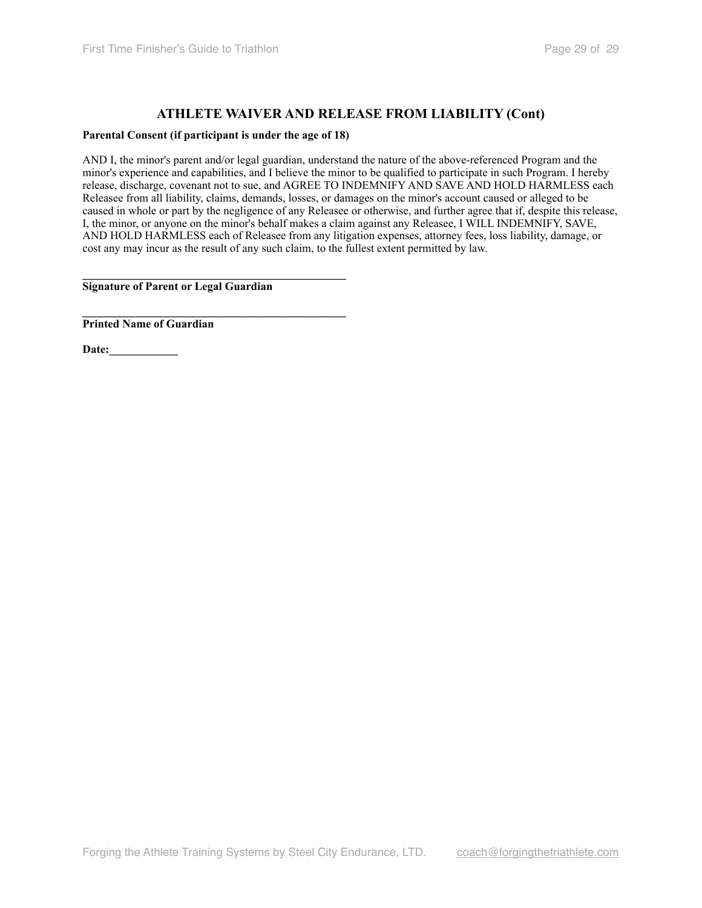## ATHLETE WAIVER AND RELEASE FROM LIABILITY (Cont)

**Parental Consent (if participant is under the age of 18)**

AND I, the minor's parent and/or legal guardian, understand the nature of the above-referenced Program and the minor's experience and capabilities, and I believe the minor to be qualified to participate in such Program. I hereby release, discharge, covenant not to sue, and AGREE TO INDEMNIFY AND SAVE AND HOLD HARMLESS each Releasee from all liability, claims, demands, losses, or damages on the minor's account caused or alleged to be caused in whole or part by the negligence of any Releasee or otherwise, and further agree that if, despite this release, I, the minor, or anyone on the minor's behalf makes a claim against any Releasee, I WILL INDEMNIFY, SAVE, AND HOLD HARMLESS each of Releasee from any litigation expenses, attorney fees, loss liability, damage, or cost any may incur as the result of any such claim, to the fullest extent permitted by law.

______________________________________________
**Signature of Parent or Legal Guardian**

______________________________________________
**Printed Name of Guardian**

**Date:____________**